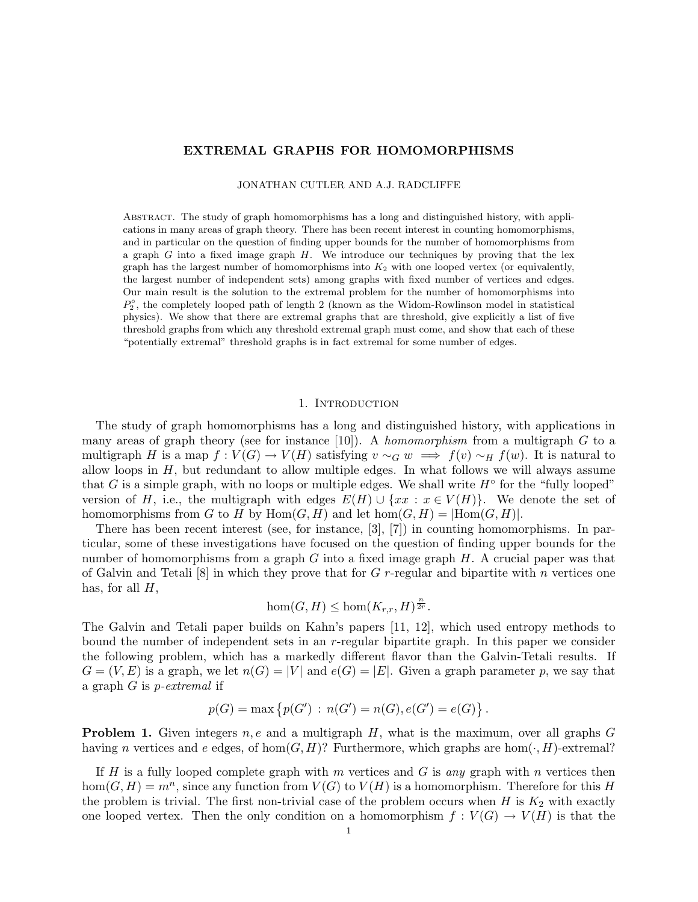# EXTREMAL GRAPHS FOR HOMOMORPHISMS

JONATHAN CUTLER AND A.J. RADCLIFFE

Abstract. The study of graph homomorphisms has a long and distinguished history, with applications in many areas of graph theory. There has been recent interest in counting homomorphisms, and in particular on the question of finding upper bounds for the number of homomorphisms from a graph $G$ into a fixed image graph $H$. We introduce our techniques by proving that the lex graph has the largest number of homomorphisms into $K_2$ with one looped vertex (or equivalently, the largest number of independent sets) among graphs with fixed number of vertices and edges. Our main result is the solution to the extremal problem for the number of homomorphisms into $P_2^\circ$, the completely looped path of length 2 (known as the Widom-Rowlinson model in statistical physics). We show that there are extremal graphs that are threshold, give explicitly a list of five threshold graphs from which any threshold extremal graph must come, and show that each of these "potentially extremal" threshold graphs is in fact extremal for some number of edges.

## 1. Introduction

The study of graph homomorphisms has a long and distinguished history, with applications in many areas of graph theory (see for instance [10]). A *homomorphism* from a multigraph $G$ to a multigraph $H$ is a map $f : V(G) \to V(H)$ satisfying $v \sim_G w \implies f(v) \sim_H f(w)$. It is natural to allow loops in $H$, but redundant to allow multiple edges. In what follows we will always assume that $G$ is a simple graph, with no loops or multiple edges. We shall write $H^\circ$ for the "fully looped" version of $H$, i.e., the multigraph with edges $E(H) \cup \{xx : x \in V(H)\}$. We denote the set of homomorphisms from $G$ to $H$ by $\mathrm{Hom}(G, H)$ and let $\mathrm{hom}(G, H) = |\mathrm{Hom}(G, H)|$.

There has been recent interest (see, for instance, [3], [7]) in counting homomorphisms. In particular, some of these investigations have focused on the question of finding upper bounds for the number of homomorphisms from a graph $G$ into a fixed image graph $H$. A crucial paper was that of Galvin and Tetali [8] in which they prove that for $G$ $r$-regular and bipartite with $n$ vertices one has, for all $H$,

$$\mathrm{hom}(G, H) \le \mathrm{hom}(K_{r,r}, H)^{\frac{n}{2r}}.$$

The Galvin and Tetali paper builds on Kahn's papers [11, 12], which used entropy methods to bound the number of independent sets in an $r$-regular bipartite graph. In this paper we consider the following problem, which has a markedly different flavor than the Galvin-Tetali results. If $G = (V, E)$ is a graph, we let $n(G) = |V|$ and $e(G) = |E|$. Given a graph parameter $p$, we say that a graph $G$ is *$p$-extremal* if

$$p(G) = \max\left\{p(G') : n(G') = n(G), e(G') = e(G)\right\}.$$

**Problem 1.** Given integers $n, e$ and a multigraph $H$, what is the maximum, over all graphs $G$ having $n$ vertices and $e$ edges, of $\mathrm{hom}(G, H)$? Furthermore, which graphs are $\mathrm{hom}(\cdot, H)$-extremal?

If $H$ is a fully looped complete graph with $m$ vertices and $G$ is *any* graph with $n$ vertices then $\mathrm{hom}(G, H) = m^n$, since any function from $V(G)$ to $V(H)$ is a homomorphism. Therefore for this $H$ the problem is trivial. The first non-trivial case of the problem occurs when $H$ is $K_2$ with exactly one looped vertex. Then the only condition on a homomorphism $f : V(G) \to V(H)$ is that the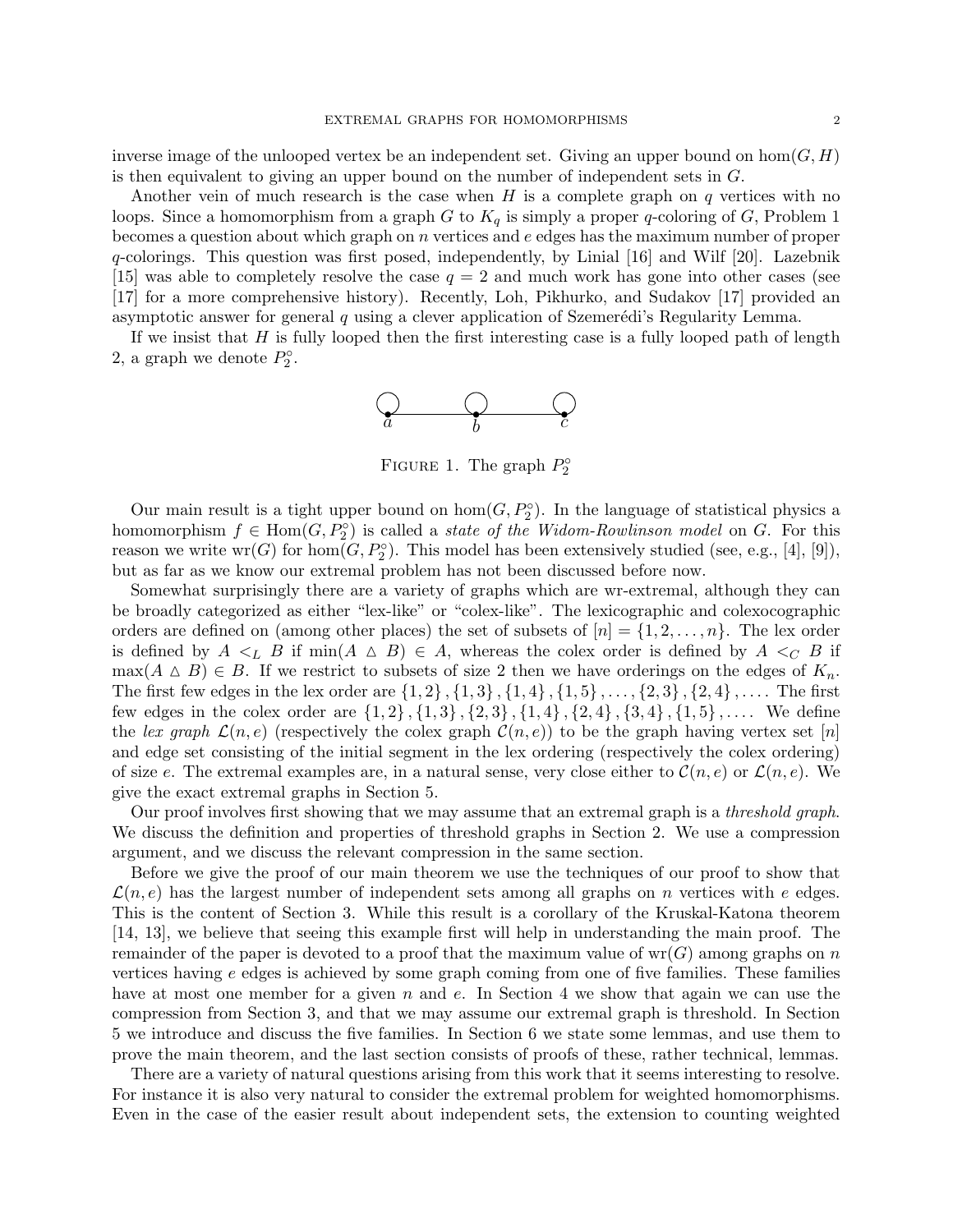inverse image of the unlooped vertex be an independent set. Giving an upper bound on $\hom(G, H)$ is then equivalent to giving an upper bound on the number of independent sets in $G$.

Another vein of much research is the case when $H$ is a complete graph on $q$ vertices with no loops. Since a homomorphism from a graph $G$ to $K_q$ is simply a proper $q$-coloring of $G$, Problem 1 becomes a question about which graph on $n$ vertices and $e$ edges has the maximum number of proper $q$-colorings. This question was first posed, independently, by Linial [16] and Wilf [20]. Lazebnik [15] was able to completely resolve the case $q = 2$ and much work has gone into other cases (see [17] for a more comprehensive history). Recently, Loh, Pikhurko, and Sudakov [17] provided an asymptotic answer for general $q$ using a clever application of Szemerédi's Regularity Lemma.

If we insist that $H$ is fully looped then the first interesting case is a fully looped path of length 2, a graph we denote $P_2^\circ$.

Figure 1. The graph $P_2^\circ$

Our main result is a tight upper bound on $\hom(G, P_2^\circ)$. In the language of statistical physics a homomorphism $f \in \mathrm{Hom}(G, P_2^\circ)$ is called a *state of the Widom-Rowlinson model* on $G$. For this reason we write $\mathrm{wr}(G)$ for $\hom(G, P_2^\circ)$. This model has been extensively studied (see, e.g., [4], [9]), but as far as we know our extremal problem has not been discussed before now.

Somewhat surprisingly there are a variety of graphs which are wr-extremal, although they can be broadly categorized as either "lex-like" or "colex-like". The lexicographic and colexocographic orders are defined on (among other places) the set of subsets of $[n] = \{1, 2, \ldots, n\}$. The lex order is defined by $A <_L B$ if $\min(A \triangle B) \in A$, whereas the colex order is defined by $A <_C B$ if $\max(A \triangle B) \in B$. If we restrict to subsets of size 2 then we have orderings on the edges of $K_n$. The first few edges in the lex order are $\{1,2\}, \{1,3\}, \{1,4\}, \{1,5\}, \ldots, \{2,3\}, \{2,4\}, \ldots$. The first few edges in the colex order are $\{1,2\}, \{1,3\}, \{2,3\}, \{1,4\}, \{2,4\}, \{3,4\}, \{1,5\}, \ldots$. We define the *lex graph* $\mathcal{L}(n, e)$ (respectively the colex graph $\mathcal{C}(n, e)$) to be the graph having vertex set $[n]$ and edge set consisting of the initial segment in the lex ordering (respectively the colex ordering) of size $e$. The extremal examples are, in a natural sense, very close either to $\mathcal{C}(n, e)$ or $\mathcal{L}(n, e)$. We give the exact extremal graphs in Section 5.

Our proof involves first showing that we may assume that an extremal graph is a *threshold graph*. We discuss the definition and properties of threshold graphs in Section 2. We use a compression argument, and we discuss the relevant compression in the same section.

Before we give the proof of our main theorem we use the techniques of our proof to show that $\mathcal{L}(n, e)$ has the largest number of independent sets among all graphs on $n$ vertices with $e$ edges. This is the content of Section 3. While this result is a corollary of the Kruskal-Katona theorem [14, 13], we believe that seeing this example first will help in understanding the main proof. The remainder of the paper is devoted to a proof that the maximum value of $\mathrm{wr}(G)$ among graphs on $n$ vertices having $e$ edges is achieved by some graph coming from one of five families. These families have at most one member for a given $n$ and $e$. In Section 4 we show that again we can use the compression from Section 3, and that we may assume our extremal graph is threshold. In Section 5 we introduce and discuss the five families. In Section 6 we state some lemmas, and use them to prove the main theorem, and the last section consists of proofs of these, rather technical, lemmas.

There are a variety of natural questions arising from this work that it seems interesting to resolve. For instance it is also very natural to consider the extremal problem for weighted homomorphisms. Even in the case of the easier result about independent sets, the extension to counting weighted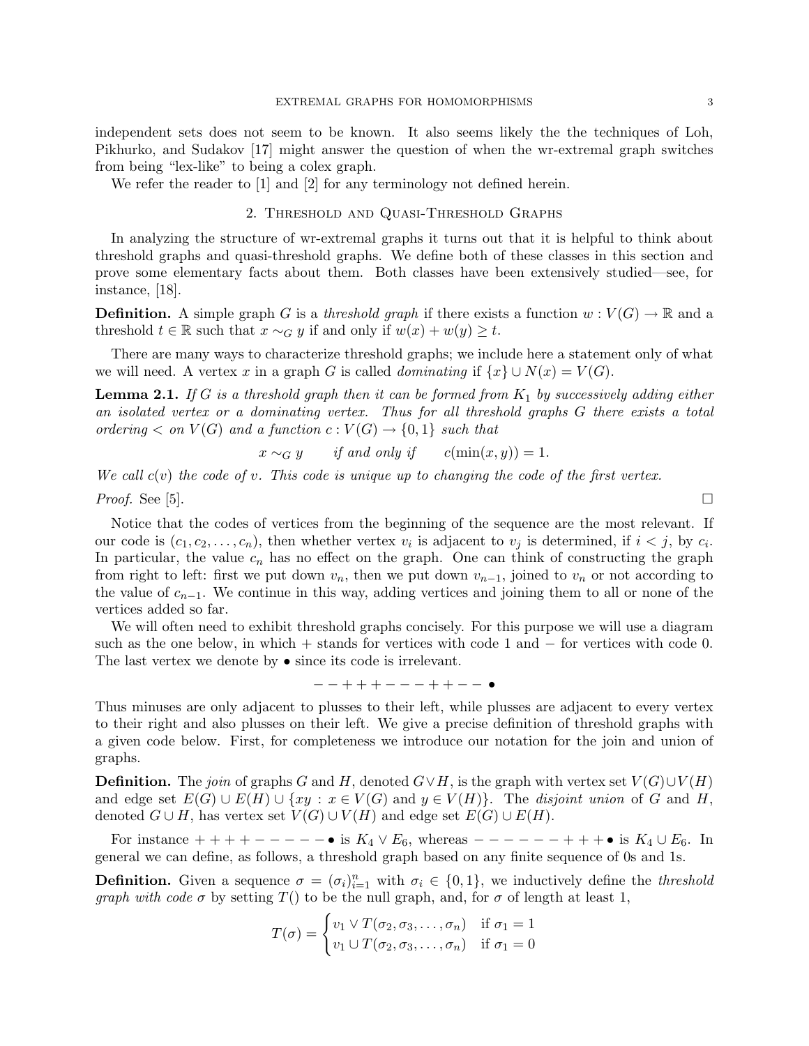independent sets does not seem to be known. It also seems likely the the techniques of Loh, Pikhurko, and Sudakov [17] might answer the question of when the wr-extremal graph switches from being "lex-like" to being a colex graph.

We refer the reader to [1] and [2] for any terminology not defined herein.

## 2. Threshold and Quasi-Threshold Graphs

In analyzing the structure of wr-extremal graphs it turns out that it is helpful to think about threshold graphs and quasi-threshold graphs. We define both of these classes in this section and prove some elementary facts about them. Both classes have been extensively studied—see, for instance, [18].

**Definition.** A simple graph $G$ is a *threshold graph* if there exists a function $w : V(G) \to \mathbb{R}$ and a threshold $t \in \mathbb{R}$ such that $x \sim_G y$ if and only if $w(x) + w(y) \geq t$.

There are many ways to characterize threshold graphs; we include here a statement only of what we will need. A vertex $x$ in a graph $G$ is called *dominating* if $\{x\} \cup N(x) = V(G)$.

**Lemma 2.1.** *If $G$ is a threshold graph then it can be formed from $K_1$ by successively adding either an isolated vertex or a dominating vertex. Thus for all threshold graphs $G$ there exists a total ordering $<$ on $V(G)$ and a function $c : V(G) \to \{0,1\}$ such that*

$$x \sim_G y \qquad \text{if and only if} \qquad c(\min(x,y)) = 1.$$

*We call $c(v)$ the code of $v$. This code is unique up to changing the code of the first vertex.*

*Proof.* See [5]. □

Notice that the codes of vertices from the beginning of the sequence are the most relevant. If our code is $(c_1, c_2, \ldots, c_n)$, then whether vertex $v_i$ is adjacent to $v_j$ is determined, if $i < j$, by $c_i$. In particular, the value $c_n$ has no effect on the graph. One can think of constructing the graph from right to left: first we put down $v_n$, then we put down $v_{n-1}$, joined to $v_n$ or not according to the value of $c_{n-1}$. We continue in this way, adding vertices and joining them to all or none of the vertices added so far.

We will often need to exhibit threshold graphs concisely. For this purpose we will use a diagram such as the one below, in which $+$ stands for vertices with code 1 and $-$ for vertices with code 0. The last vertex we denote by $\bullet$ since its code is irrelevant.

$$- - + + + - - - + + - - \bullet$$

Thus minuses are only adjacent to plusses to their left, while plusses are adjacent to every vertex to their right and also plusses on their left. We give a precise definition of threshold graphs with a given code below. First, for completeness we introduce our notation for the join and union of graphs.

**Definition.** The *join* of graphs $G$ and $H$, denoted $G \vee H$, is the graph with vertex set $V(G) \cup V(H)$ and edge set $E(G) \cup E(H) \cup \{xy : x \in V(G) \text{ and } y \in V(H)\}$. The *disjoint union* of $G$ and $H$, denoted $G \cup H$, has vertex set $V(G) \cup V(H)$ and edge set $E(G) \cup E(H)$.

For instance $+ + + + - - - - - \bullet$ is $K_4 \vee E_6$, whereas $- - - - - - + + + \bullet$ is $K_4 \cup E_6$. In general we can define, as follows, a threshold graph based on any finite sequence of 0s and 1s.

**Definition.** Given a sequence $\sigma = (\sigma_i)_{i=1}^n$ with $\sigma_i \in \{0,1\}$, we inductively define the *threshold graph with code $\sigma$* by setting $T()$ to be the null graph, and, for $\sigma$ of length at least 1,

$$T(\sigma) = \begin{cases} v_1 \vee T(\sigma_2, \sigma_3, \ldots, \sigma_n) & \text{if } \sigma_1 = 1 \\ v_1 \cup T(\sigma_2, \sigma_3, \ldots, \sigma_n) & \text{if } \sigma_1 = 0 \end{cases}$$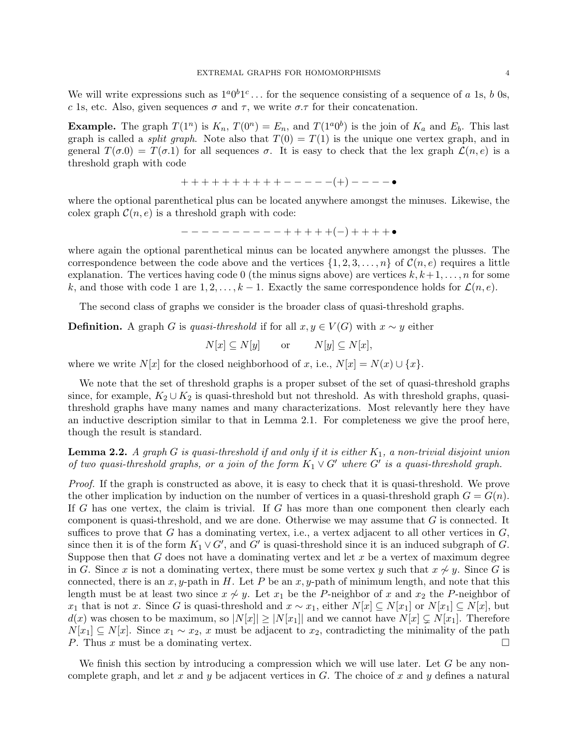We will write expressions such as $1^a0^b1^c\ldots$ for the sequence consisting of a sequence of $a$ 1s, $b$ 0s, $c$ 1s, etc. Also, given sequences $\sigma$ and $\tau$, we write $\sigma.\tau$ for their concatenation.

**Example.** The graph $T(1^n)$ is $K_n$, $T(0^n) = E_n$, and $T(1^a0^b)$ is the join of $K_a$ and $E_b$. This last graph is called a *split graph*. Note also that $T(0) = T(1)$ is the unique one vertex graph, and in general $T(\sigma.0) = T(\sigma.1)$ for all sequences $\sigma$. It is easy to check that the lex graph $\mathcal{L}(n, e)$ is a threshold graph with code

$$++++++++++-----(+)----\bullet$$

where the optional parenthetical plus can be located anywhere amongst the minuses. Likewise, the colex graph $\mathcal{C}(n, e)$ is a threshold graph with code:

$$----------+++++(-)++++\bullet$$

where again the optional parenthetical minus can be located anywhere amongst the plusses. The correspondence between the code above and the vertices $\{1, 2, 3, \ldots, n\}$ of $\mathcal{C}(n, e)$ requires a little explanation. The vertices having code 0 (the minus signs above) are vertices $k, k+1, \ldots, n$ for some $k$, and those with code 1 are $1, 2, \ldots, k-1$. Exactly the same correspondence holds for $\mathcal{L}(n, e)$.

The second class of graphs we consider is the broader class of quasi-threshold graphs.

**Definition.** A graph $G$ is *quasi-threshold* if for all $x, y \in V(G)$ with $x \sim y$ either

$$N[x] \subseteq N[y] \qquad \text{or} \qquad N[y] \subseteq N[x],$$

where we write $N[x]$ for the closed neighborhood of $x$, i.e., $N[x] = N(x) \cup \{x\}$.

We note that the set of threshold graphs is a proper subset of the set of quasi-threshold graphs since, for example, $K_2 \cup K_2$ is quasi-threshold but not threshold. As with threshold graphs, quasi-threshold graphs have many names and many characterizations. Most relevantly here they have an inductive description similar to that in Lemma 2.1. For completeness we give the proof here, though the result is standard.

**Lemma 2.2.** *A graph $G$ is quasi-threshold if and only if it is either $K_1$, a non-trivial disjoint union of two quasi-threshold graphs, or a join of the form $K_1 \vee G'$ where $G'$ is a quasi-threshold graph.*

*Proof.* If the graph is constructed as above, it is easy to check that it is quasi-threshold. We prove the other implication by induction on the number of vertices in a quasi-threshold graph $G = G(n)$. If $G$ has one vertex, the claim is trivial. If $G$ has more than one component then clearly each component is quasi-threshold, and we are done. Otherwise we may assume that $G$ is connected. It suffices to prove that $G$ has a dominating vertex, i.e., a vertex adjacent to all other vertices in $G$, since then it is of the form $K_1 \vee G'$, and $G'$ is quasi-threshold since it is an induced subgraph of $G$. Suppose then that $G$ does not have a dominating vertex and let $x$ be a vertex of maximum degree in $G$. Since $x$ is not a dominating vertex, there must be some vertex $y$ such that $x \not\sim y$. Since $G$ is connected, there is an $x, y$-path in $H$. Let $P$ be an $x, y$-path of minimum length, and note that this length must be at least two since $x \not\sim y$. Let $x_1$ be the $P$-neighbor of $x$ and $x_2$ the $P$-neighbor of $x_1$ that is not $x$. Since $G$ is quasi-threshold and $x \sim x_1$, either $N[x] \subseteq N[x_1]$ or $N[x_1] \subseteq N[x]$, but $d(x)$ was chosen to be maximum, so $|N[x]| \geq |N[x_1]|$ and we cannot have $N[x] \subsetneq N[x_1]$. Therefore $N[x_1] \subseteq N[x]$. Since $x_1 \sim x_2$, $x$ must be adjacent to $x_2$, contradicting the minimality of the path $P$. Thus $x$ must be a dominating vertex. $\square$

We finish this section by introducing a compression which we will use later. Let $G$ be any non-complete graph, and let $x$ and $y$ be adjacent vertices in $G$. The choice of $x$ and $y$ defines a natural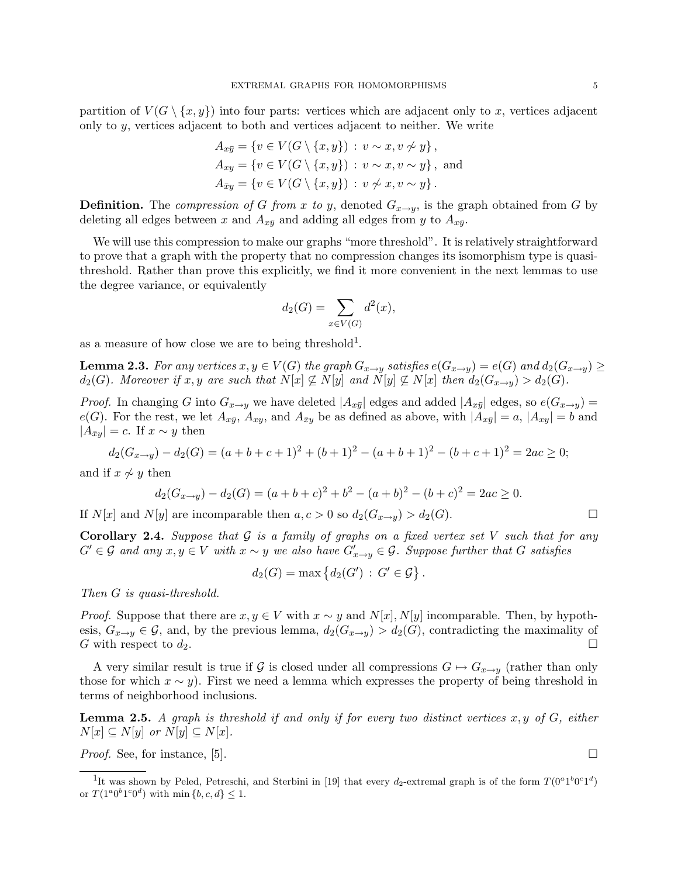partition of $V(G \setminus \{x, y\})$ into four parts: vertices which are adjacent only to $x$, vertices adjacent only to $y$, vertices adjacent to both and vertices adjacent to neither. We write

$$
\begin{aligned}
A_{x\bar{y}} &= \{v \in V(G \setminus \{x, y\}) \,:\, v \sim x, v \not\sim y\}, \\
A_{xy} &= \{v \in V(G \setminus \{x, y\}) \,:\, v \sim x, v \sim y\}, \text{ and} \\
A_{\bar{x}y} &= \{v \in V(G \setminus \{x, y\}) \,:\, v \not\sim x, v \sim y\}.
\end{aligned}
$$

**Definition.** The *compression of $G$ from $x$ to $y$*, denoted $G_{x\to y}$, is the graph obtained from $G$ by deleting all edges between $x$ and $A_{x\bar{y}}$ and adding all edges from $y$ to $A_{x\bar{y}}$.

We will use this compression to make our graphs "more threshold". It is relatively straightforward to prove that a graph with the property that no compression changes its isomorphism type is quasi-threshold. Rather than prove this explicitly, we find it more convenient in the next lemmas to use the degree variance, or equivalently

$$
d_2(G) = \sum_{x \in V(G)} d^2(x),
$$

as a measure of how close we are to being threshold[1].

**Lemma 2.3.** *For any vertices $x, y \in V(G)$ the graph $G_{x\to y}$ satisfies $e(G_{x\to y}) = e(G)$ and $d_2(G_{x\to y}) \geq d_2(G)$. Moreover if $x, y$ are such that $N[x] \not\subseteq N[y]$ and $N[y] \not\subseteq N[x]$ then $d_2(G_{x\to y}) > d_2(G)$.*

*Proof.* In changing $G$ into $G_{x\to y}$ we have deleted $|A_{x\bar{y}}|$ edges and added $|A_{x\bar{y}}|$ edges, so $e(G_{x\to y}) = e(G)$. For the rest, we let $A_{x\bar{y}}$, $A_{xy}$, and $A_{\bar{x}y}$ be as defined as above, with $|A_{x\bar{y}}| = a$, $|A_{xy}| = b$ and $|A_{\bar{x}y}| = c$. If $x \sim y$ then

$$
d_2(G_{x\to y}) - d_2(G) = (a+b+c+1)^2 + (b+1)^2 - (a+b+1)^2 - (b+c+1)^2 = 2ac \geq 0;
$$

and if $x \not\sim y$ then

$$
d_2(G_{x\to y}) - d_2(G) = (a+b+c)^2 + b^2 - (a+b)^2 - (b+c)^2 = 2ac \geq 0.
$$

If $N[x]$ and $N[y]$ are incomparable then $a, c > 0$ so $d_2(G_{x\to y}) > d_2(G)$. $\square$

**Corollary 2.4.** *Suppose that $\mathcal{G}$ is a family of graphs on a fixed vertex set $V$ such that for any $G' \in \mathcal{G}$ and any $x, y \in V$ with $x \sim y$ we also have $G'_{x\to y} \in \mathcal{G}$. Suppose further that $G$ satisfies*

$$
d_2(G) = \max\left\{d_2(G') \,:\, G' \in \mathcal{G}\right\}.
$$

*Then $G$ is quasi-threshold.*

*Proof.* Suppose that there are $x, y \in V$ with $x \sim y$ and $N[x], N[y]$ incomparable. Then, by hypothesis, $G_{x\to y} \in \mathcal{G}$, and, by the previous lemma, $d_2(G_{x\to y}) > d_2(G)$, contradicting the maximality of $G$ with respect to $d_2$. $\square$

A very similar result is true if $\mathcal{G}$ is closed under all compressions $G \mapsto G_{x\to y}$ (rather than only those for which $x \sim y$). First we need a lemma which expresses the property of being threshold in terms of neighborhood inclusions.

**Lemma 2.5.** *A graph is threshold if and only if for every two distinct vertices $x, y$ of $G$, either $N[x] \subseteq N[y]$ or $N[y] \subseteq N[x]$.*

*Proof.* See, for instance, [5]. $\square$

---

[1] It was shown by Peled, Petreschi, and Sterbini in [19] that every $d_2$-extremal graph is of the form $T(0^a 1^b 0^c 1^d)$ or $T(1^a 0^b 1^c 0^d)$ with $\min\{b, c, d\} \leq 1$.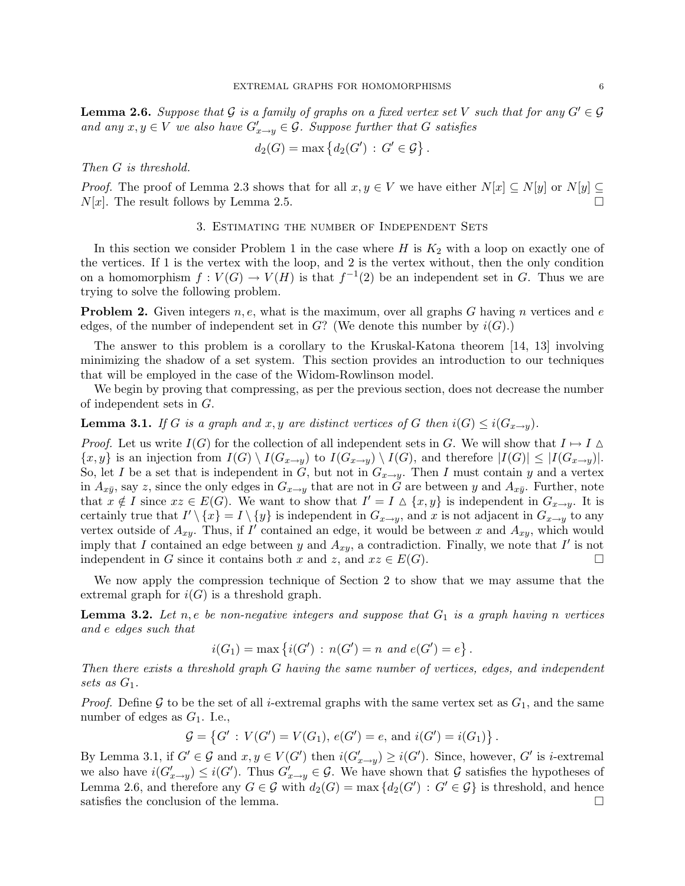**Lemma 2.6.** *Suppose that $\mathcal{G}$ is a family of graphs on a fixed vertex set $V$ such that for any $G' \in \mathcal{G}$ and any $x, y \in V$ we also have $G'_{x\to y} \in \mathcal{G}$. Suppose further that $G$ satisfies*

$$d_2(G) = \max\left\{d_2(G') : G' \in \mathcal{G}\right\}.$$

*Then $G$ is threshold.*

*Proof.* The proof of Lemma 2.3 shows that for all $x, y \in V$ we have either $N[x] \subseteq N[y]$ or $N[y] \subseteq N[x]$. The result follows by Lemma 2.5. □

## 3. Estimating the number of Independent Sets

In this section we consider Problem 1 in the case where $H$ is $K_2$ with a loop on exactly one of the vertices. If 1 is the vertex with the loop, and 2 is the vertex without, then the only condition on a homomorphism $f : V(G) \to V(H)$ is that $f^{-1}(2)$ be an independent set in $G$. Thus we are trying to solve the following problem.

**Problem 2.** Given integers $n, e$, what is the maximum, over all graphs $G$ having $n$ vertices and $e$ edges, of the number of independent set in $G$? (We denote this number by $i(G)$.)

The answer to this problem is a corollary to the Kruskal-Katona theorem [14, 13] involving minimizing the shadow of a set system. This section provides an introduction to our techniques that will be employed in the case of the Widom-Rowlinson model.

We begin by proving that compressing, as per the previous section, does not decrease the number of independent sets in $G$.

**Lemma 3.1.** *If $G$ is a graph and $x, y$ are distinct vertices of $G$ then $i(G) \leq i(G_{x\to y})$.*

*Proof.* Let us write $I(G)$ for the collection of all independent sets in $G$. We will show that $I \mapsto I \triangle \{x, y\}$ is an injection from $I(G) \setminus I(G_{x\to y})$ to $I(G_{x\to y}) \setminus I(G)$, and therefore $|I(G)| \leq |I(G_{x\to y})|$. So, let $I$ be a set that is independent in $G$, but not in $G_{x\to y}$. Then $I$ must contain $y$ and a vertex in $A_{x\bar{y}}$, say $z$, since the only edges in $G_{x\to y}$ that are not in $G$ are between $y$ and $A_{x\bar{y}}$. Further, note that $x \notin I$ since $xz \in E(G)$. We want to show that $I' = I \triangle \{x, y\}$ is independent in $G_{x\to y}$. It is certainly true that $I' \setminus \{x\} = I \setminus \{y\}$ is independent in $G_{x\to y}$, and $x$ is not adjacent in $G_{x\to y}$ to any vertex outside of $A_{xy}$. Thus, if $I'$ contained an edge, it would be between $x$ and $A_{xy}$, which would imply that $I$ contained an edge between $y$ and $A_{xy}$, a contradiction. Finally, we note that $I'$ is not independent in $G$ since it contains both $x$ and $z$, and $xz \in E(G)$. □

We now apply the compression technique of Section 2 to show that we may assume that the extremal graph for $i(G)$ is a threshold graph.

**Lemma 3.2.** *Let $n, e$ be non-negative integers and suppose that $G_1$ is a graph having $n$ vertices and $e$ edges such that*

$$i(G_1) = \max\left\{i(G') : n(G') = n \text{ and } e(G') = e\right\}.$$

*Then there exists a threshold graph $G$ having the same number of vertices, edges, and independent sets as $G_1$.*

*Proof.* Define $\mathcal{G}$ to be the set of all $i$-extremal graphs with the same vertex set as $G_1$, and the same number of edges as $G_1$. I.e.,

$$\mathcal{G} = \left\{G' : V(G') = V(G_1),\, e(G') = e, \text{ and } i(G') = i(G_1)\right\}.$$

By Lemma 3.1, if $G' \in \mathcal{G}$ and $x, y \in V(G')$ then $i(G'_{x\to y}) \geq i(G')$. Since, however, $G'$ is $i$-extremal we also have $i(G'_{x\to y}) \leq i(G')$. Thus $G'_{x\to y} \in \mathcal{G}$. We have shown that $\mathcal{G}$ satisfies the hypotheses of Lemma 2.6, and therefore any $G \in \mathcal{G}$ with $d_2(G) = \max\{d_2(G') : G' \in \mathcal{G}\}$ is threshold, and hence satisfies the conclusion of the lemma. □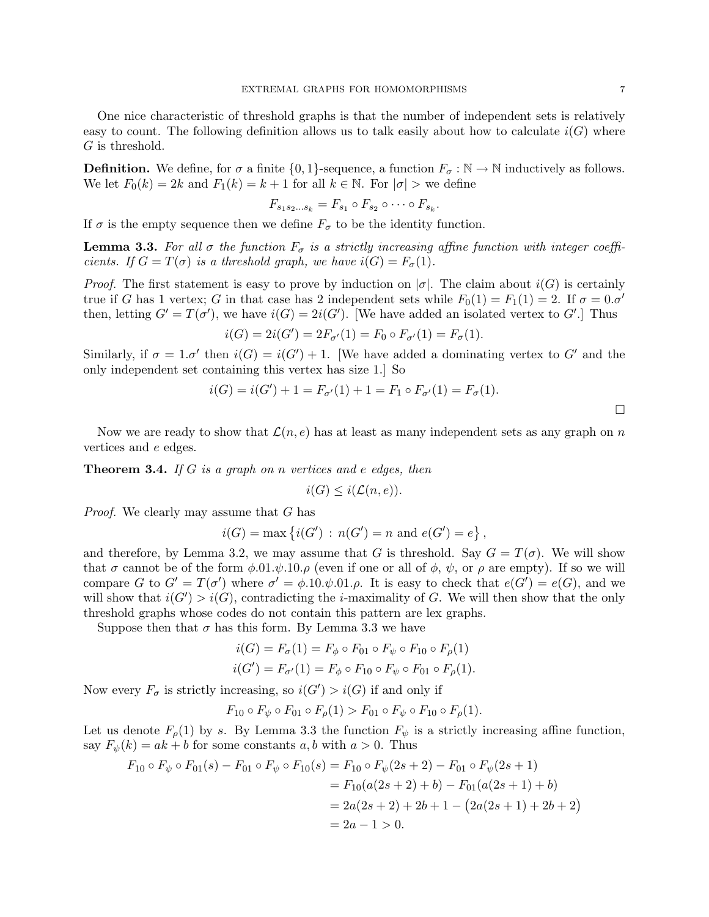One nice characteristic of threshold graphs is that the number of independent sets is relatively easy to count. The following definition allows us to talk easily about how to calculate $i(G)$ where $G$ is threshold.

**Definition.** We define, for $\sigma$ a finite $\{0,1\}$-sequence, a function $F_\sigma : \mathbb{N} \to \mathbb{N}$ inductively as follows. We let $F_0(k) = 2k$ and $F_1(k) = k+1$ for all $k \in \mathbb{N}$. For $|\sigma| >$ we define

$$F_{s_1 s_2 \ldots s_k} = F_{s_1} \circ F_{s_2} \circ \cdots \circ F_{s_k}.$$

If $\sigma$ is the empty sequence then we define $F_\sigma$ to be the identity function.

**Lemma 3.3.** *For all $\sigma$ the function $F_\sigma$ is a strictly increasing affine function with integer coefficients. If $G = T(\sigma)$ is a threshold graph, we have $i(G) = F_\sigma(1)$.*

*Proof.* The first statement is easy to prove by induction on $|\sigma|$. The claim about $i(G)$ is certainly true if $G$ has 1 vertex; $G$ in that case has 2 independent sets while $F_0(1) = F_1(1) = 2$. If $\sigma = 0.\sigma'$ then, letting $G' = T(\sigma')$, we have $i(G) = 2i(G')$. [We have added an isolated vertex to $G'$.] Thus

$$i(G) = 2i(G') = 2F_{\sigma'}(1) = F_0 \circ F_{\sigma'}(1) = F_\sigma(1).$$

Similarly, if $\sigma = 1.\sigma'$ then $i(G) = i(G') + 1$. [We have added a dominating vertex to $G'$ and the only independent set containing this vertex has size 1.] So

$$i(G) = i(G') + 1 = F_{\sigma'}(1) + 1 = F_1 \circ F_{\sigma'}(1) = F_\sigma(1).$$

$\square$

Now we are ready to show that $\mathcal{L}(n,e)$ has at least as many independent sets as any graph on $n$ vertices and $e$ edges.

**Theorem 3.4.** *If $G$ is a graph on $n$ vertices and $e$ edges, then*

$$i(G) \leq i(\mathcal{L}(n,e)).$$

*Proof.* We clearly may assume that $G$ has

$$i(G) = \max\left\{ i(G') : n(G') = n \text{ and } e(G') = e \right\},$$

and therefore, by Lemma 3.2, we may assume that $G$ is threshold. Say $G = T(\sigma)$. We will show that $\sigma$ cannot be of the form $\phi.01.\psi.10.\rho$ (even if one or all of $\phi$, $\psi$, or $\rho$ are empty). If so we will compare $G$ to $G' = T(\sigma')$ where $\sigma' = \phi.10.\psi.01.\rho$. It is easy to check that $e(G') = e(G)$, and we will show that $i(G') > i(G)$, contradicting the $i$-maximality of $G$. We will then show that the only threshold graphs whose codes do not contain this pattern are lex graphs.

Suppose then that $\sigma$ has this form. By Lemma 3.3 we have

$$i(G) = F_\sigma(1) = F_\phi \circ F_{01} \circ F_\psi \circ F_{10} \circ F_\rho(1)$$
$$i(G') = F_{\sigma'}(1) = F_\phi \circ F_{10} \circ F_\psi \circ F_{01} \circ F_\rho(1).$$

Now every $F_\sigma$ is strictly increasing, so $i(G') > i(G)$ if and only if

$$F_{10} \circ F_\psi \circ F_{01} \circ F_\rho(1) > F_{01} \circ F_\psi \circ F_{10} \circ F_\rho(1).$$

Let us denote $F_\rho(1)$ by $s$. By Lemma 3.3 the function $F_\psi$ is a strictly increasing affine function, say $F_\psi(k) = ak + b$ for some constants $a, b$ with $a > 0$. Thus

$$\begin{aligned}
F_{10} \circ F_\psi \circ F_{01}(s) - F_{01} \circ F_\psi \circ F_{10}(s) &= F_{10} \circ F_\psi(2s+2) - F_{01} \circ F_\psi(2s+1) \\
&= F_{10}(a(2s+2)+b) - F_{01}(a(2s+1)+b) \\
&= 2a(2s+2) + 2b + 1 - \big(2a(2s+1) + 2b + 2\big) \\
&= 2a - 1 > 0.
\end{aligned}$$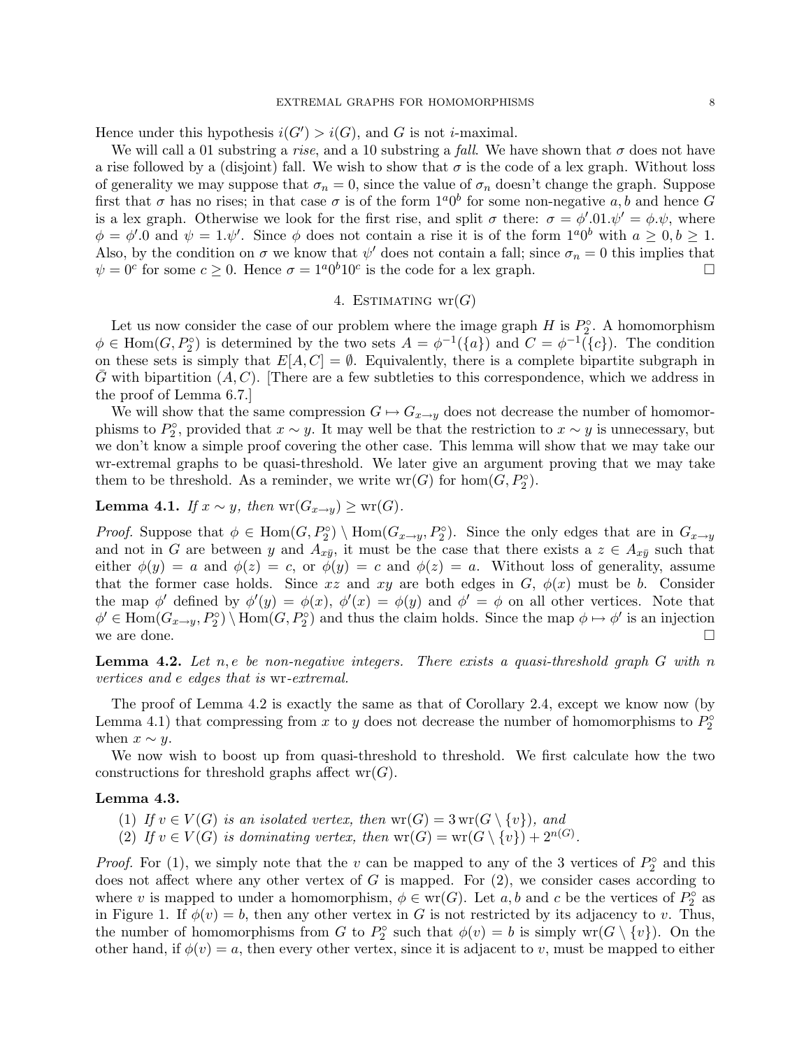Hence under this hypothesis $i(G') > i(G)$, and $G$ is not $i$-maximal.

We will call a 01 substring a *rise*, and a 10 substring a *fall*. We have shown that $\sigma$ does not have a rise followed by a (disjoint) fall. We wish to show that $\sigma$ is the code of a lex graph. Without loss of generality we may suppose that $\sigma_n = 0$, since the value of $\sigma_n$ doesn't change the graph. Suppose first that $\sigma$ has no rises; in that case $\sigma$ is of the form $1^a0^b$ for some non-negative $a, b$ and hence $G$ is a lex graph. Otherwise we look for the first rise, and split $\sigma$ there: $\sigma = \phi'.01.\psi' = \phi.\psi$, where $\phi = \phi'.0$ and $\psi = 1.\psi'$. Since $\phi$ does not contain a rise it is of the form $1^a0^b$ with $a \geq 0, b \geq 1$. Also, by the condition on $\sigma$ we know that $\psi'$ does not contain a fall; since $\sigma_n = 0$ this implies that $\psi = 0^c$ for some $c \geq 0$. Hence $\sigma = 1^a0^b10^c$ is the code for a lex graph. □

## 4. Estimating $\mathrm{wr}(G)$

Let us now consider the case of our problem where the image graph $H$ is $P_2^\circ$. A homomorphism $\phi \in \mathrm{Hom}(G, P_2^\circ)$ is determined by the two sets $A = \phi^{-1}(\{a\})$ and $C = \phi^{-1}(\{c\})$. The condition on these sets is simply that $E[A, C] = \emptyset$. Equivalently, there is a complete bipartite subgraph in $\bar{G}$ with bipartition $(A, C)$. [There are a few subtleties to this correspondence, which we address in the proof of Lemma 6.7.]

We will show that the same compression $G \mapsto G_{x\to y}$ does not decrease the number of homomorphisms to $P_2^\circ$, provided that $x \sim y$. It may well be that the restriction to $x \sim y$ is unnecessary, but we don't know a simple proof covering the other case. This lemma will show that we may take our wr-extremal graphs to be quasi-threshold. We later give an argument proving that we may take them to be threshold. As a reminder, we write $\mathrm{wr}(G)$ for $\hom(G, P_2^\circ)$.

**Lemma 4.1.** *If $x \sim y$, then $\mathrm{wr}(G_{x\to y}) \geq \mathrm{wr}(G)$.*

*Proof.* Suppose that $\phi \in \mathrm{Hom}(G, P_2^\circ) \setminus \mathrm{Hom}(G_{x\to y}, P_2^\circ)$. Since the only edges that are in $G_{x\to y}$ and not in $G$ are between $y$ and $A_{x\bar{y}}$, it must be the case that there exists a $z \in A_{x\bar{y}}$ such that either $\phi(y) = a$ and $\phi(z) = c$, or $\phi(y) = c$ and $\phi(z) = a$. Without loss of generality, assume that the former case holds. Since $xz$ and $xy$ are both edges in $G$, $\phi(x)$ must be $b$. Consider the map $\phi'$ defined by $\phi'(y) = \phi(x)$, $\phi'(x) = \phi(y)$ and $\phi' = \phi$ on all other vertices. Note that $\phi' \in \mathrm{Hom}(G_{x\to y}, P_2^\circ) \setminus \mathrm{Hom}(G, P_2^\circ)$ and thus the claim holds. Since the map $\phi \mapsto \phi'$ is an injection we are done. □

**Lemma 4.2.** *Let $n, e$ be non-negative integers. There exists a quasi-threshold graph $G$ with $n$ vertices and $e$ edges that is* wr*-extremal.*

The proof of Lemma 4.2 is exactly the same as that of Corollary 2.4, except we know now (by Lemma 4.1) that compressing from $x$ to $y$ does not decrease the number of homomorphisms to $P_2^\circ$ when $x \sim y$.

We now wish to boost up from quasi-threshold to threshold. We first calculate how the two constructions for threshold graphs affect $\mathrm{wr}(G)$.

**Lemma 4.3.**

1. *If $v \in V(G)$ is an isolated vertex, then $\mathrm{wr}(G) = 3\,\mathrm{wr}(G \setminus \{v\})$, and*
2. *If $v \in V(G)$ is dominating vertex, then $\mathrm{wr}(G) = \mathrm{wr}(G \setminus \{v\}) + 2^{n(G)}$.*

*Proof.* For (1), we simply note that the $v$ can be mapped to any of the 3 vertices of $P_2^\circ$ and this does not affect where any other vertex of $G$ is mapped. For (2), we consider cases according to where $v$ is mapped to under a homomorphism, $\phi \in \mathrm{wr}(G)$. Let $a, b$ and $c$ be the vertices of $P_2^\circ$ as in Figure 1. If $\phi(v) = b$, then any other vertex in $G$ is not restricted by its adjacency to $v$. Thus, the number of homomorphisms from $G$ to $P_2^\circ$ such that $\phi(v) = b$ is simply $\mathrm{wr}(G \setminus \{v\})$. On the other hand, if $\phi(v) = a$, then every other vertex, since it is adjacent to $v$, must be mapped to either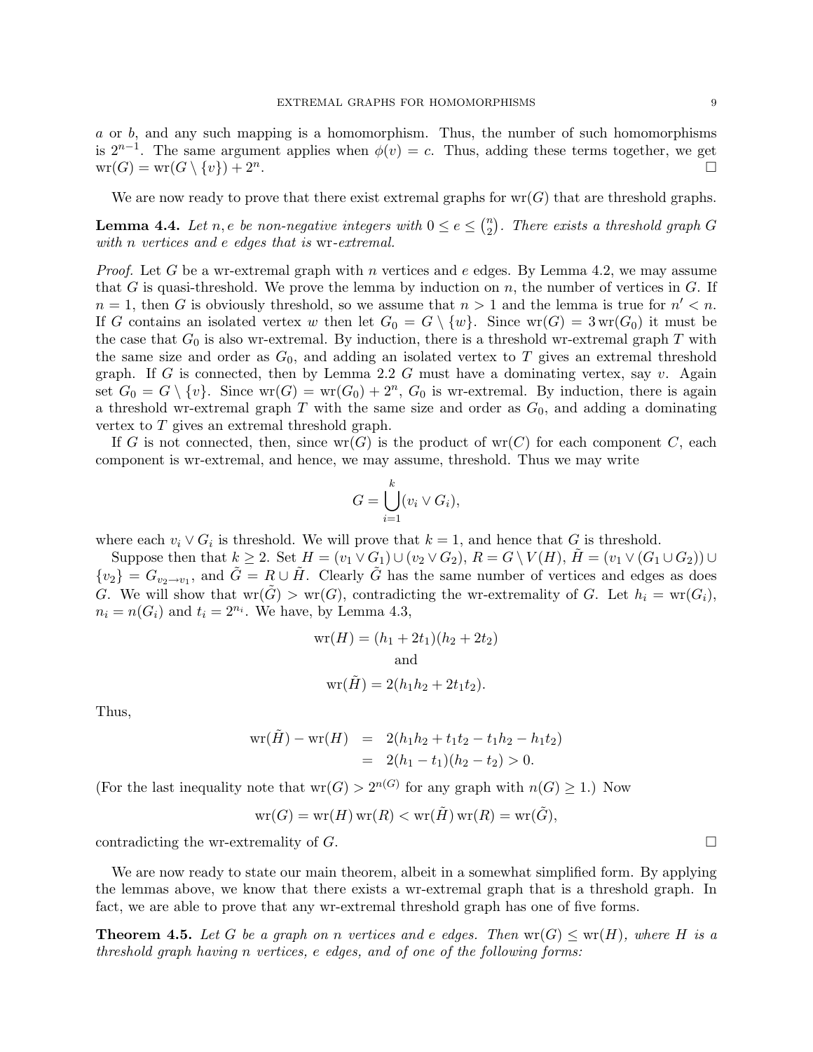$a$ or $b$, and any such mapping is a homomorphism. Thus, the number of such homomorphisms is $2^{n-1}$. The same argument applies when $\phi(v) = c$. Thus, adding these terms together, we get $\mathrm{wr}(G) = \mathrm{wr}(G \setminus \{v\}) + 2^n$. □

We are now ready to prove that there exist extremal graphs for $\mathrm{wr}(G)$ that are threshold graphs.

**Lemma 4.4.** *Let $n, e$ be non-negative integers with $0 \le e \le \binom{n}{2}$. There exists a threshold graph $G$ with $n$ vertices and $e$ edges that is* wr*-extremal.*

*Proof.* Let $G$ be a wr-extremal graph with $n$ vertices and $e$ edges. By Lemma 4.2, we may assume that $G$ is quasi-threshold. We prove the lemma by induction on $n$, the number of vertices in $G$. If $n = 1$, then $G$ is obviously threshold, so we assume that $n > 1$ and the lemma is true for $n' < n$. If $G$ contains an isolated vertex $w$ then let $G_0 = G \setminus \{w\}$. Since $\mathrm{wr}(G) = 3\,\mathrm{wr}(G_0)$ it must be the case that $G_0$ is also wr-extremal. By induction, there is a threshold wr-extremal graph $T$ with the same size and order as $G_0$, and adding an isolated vertex to $T$ gives an extremal threshold graph. If $G$ is connected, then by Lemma 2.2 $G$ must have a dominating vertex, say $v$. Again set $G_0 = G \setminus \{v\}$. Since $\mathrm{wr}(G) = \mathrm{wr}(G_0) + 2^n$, $G_0$ is wr-extremal. By induction, there is again a threshold wr-extremal graph $T$ with the same size and order as $G_0$, and adding a dominating vertex to $T$ gives an extremal threshold graph.

If $G$ is not connected, then, since $\mathrm{wr}(G)$ is the product of $\mathrm{wr}(C)$ for each component $C$, each component is wr-extremal, and hence, we may assume, threshold. Thus we may write

$$G = \bigcup_{i=1}^{k} (v_i \vee G_i),$$

where each $v_i \vee G_i$ is threshold. We will prove that $k = 1$, and hence that $G$ is threshold.

Suppose then that $k \ge 2$. Set $H = (v_1 \vee G_1) \cup (v_2 \vee G_2)$, $R = G \setminus V(H)$, $\tilde{H} = (v_1 \vee (G_1 \cup G_2)) \cup \{v_2\} = G_{v_2 \to v_1}$, and $\tilde{G} = R \cup \tilde{H}$. Clearly $\tilde{G}$ has the same number of vertices and edges as does $G$. We will show that $\mathrm{wr}(\tilde{G}) > \mathrm{wr}(G)$, contradicting the wr-extremality of $G$. Let $h_i = \mathrm{wr}(G_i)$, $n_i = n(G_i)$ and $t_i = 2^{n_i}$. We have, by Lemma 4.3,

$$\mathrm{wr}(H) = (h_1 + 2t_1)(h_2 + 2t_2)$$

and

$$\mathrm{wr}(\tilde{H}) = 2(h_1 h_2 + 2t_1 t_2).$$

Thus,

$$\begin{aligned} \mathrm{wr}(\tilde{H}) - \mathrm{wr}(H) &= 2(h_1 h_2 + t_1 t_2 - t_1 h_2 - h_1 t_2) \\ &= 2(h_1 - t_1)(h_2 - t_2) > 0. \end{aligned}$$

(For the last inequality note that $\mathrm{wr}(G) > 2^{n(G)}$ for any graph with $n(G) \ge 1$.) Now

$$\mathrm{wr}(G) = \mathrm{wr}(H)\,\mathrm{wr}(R) < \mathrm{wr}(\tilde{H})\,\mathrm{wr}(R) = \mathrm{wr}(\tilde{G}),$$

contradicting the wr-extremality of $G$. □

We are now ready to state our main theorem, albeit in a somewhat simplified form. By applying the lemmas above, we know that there exists a wr-extremal graph that is a threshold graph. In fact, we are able to prove that any wr-extremal threshold graph has one of five forms.

**Theorem 4.5.** *Let $G$ be a graph on $n$ vertices and $e$ edges. Then $\mathrm{wr}(G) \le \mathrm{wr}(H)$, where $H$ is a threshold graph having $n$ vertices, $e$ edges, and of one of the following forms:*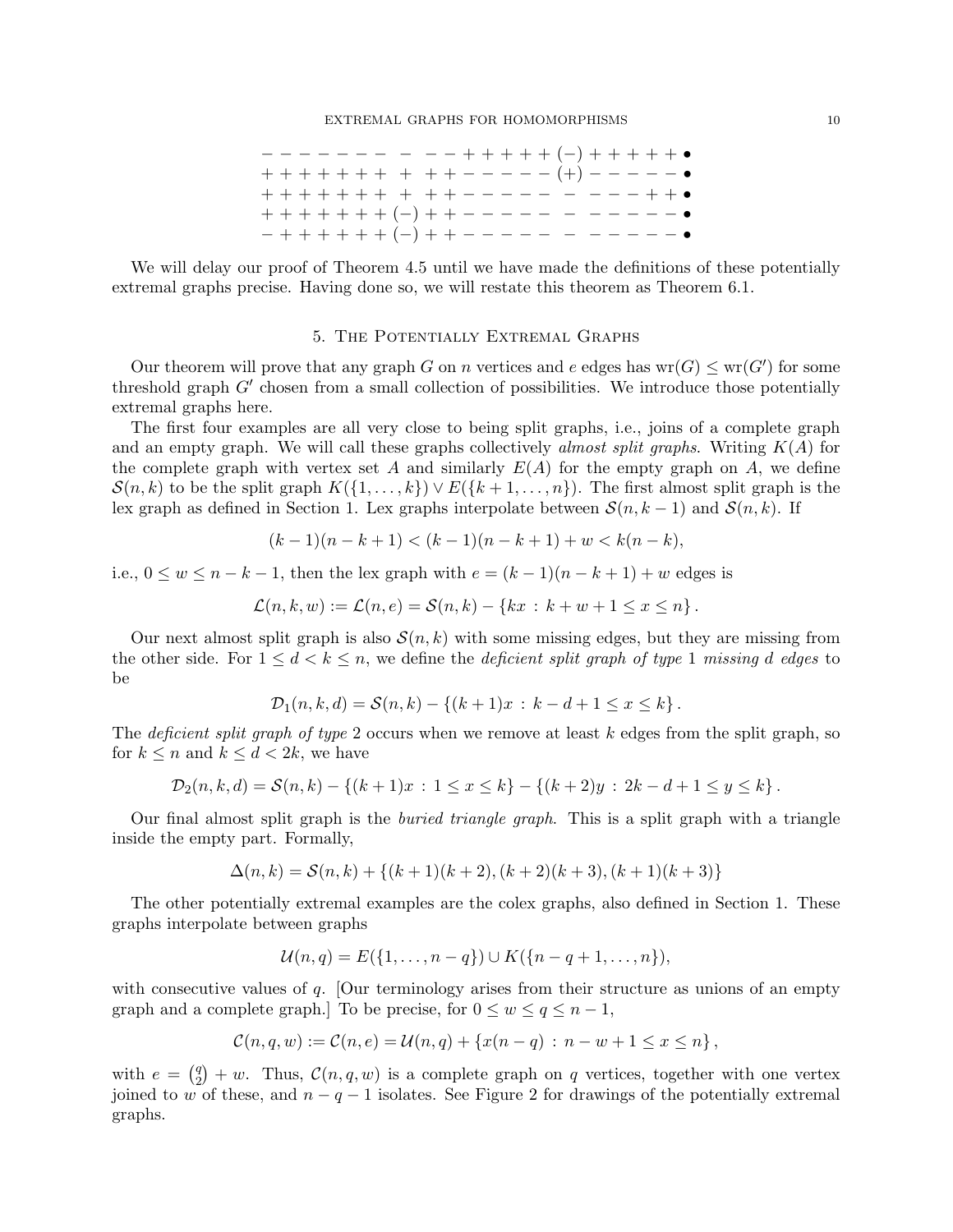$$
\begin{array}{l}
- - - - - - - \;\; - \;\; - - + + + + + \,(-)\, + + + + + \bullet \\
+ + + + + + + \;\; + \;\; + + - - - - - \,(+)\, - - - - - \bullet \\
+ + + + + + + \;\; + \;\; + + - - - - - \;\; - \;\; - - - + + \bullet \\
+ + + + + + + \,(-)\, + + - - - - - \;\; - \;\; - - - - - \bullet \\
- + + + + + + \,(-)\, + + - - - - - \;\; - \;\; - - - - - \bullet
\end{array}
$$

We will delay our proof of Theorem 4.5 until we have made the definitions of these potentially extremal graphs precise. Having done so, we will restate this theorem as Theorem 6.1.

## 5. The Potentially Extremal Graphs

Our theorem will prove that any graph $G$ on $n$ vertices and $e$ edges has $\mathrm{wr}(G) \le \mathrm{wr}(G')$ for some threshold graph $G'$ chosen from a small collection of possibilities. We introduce those potentially extremal graphs here.

The first four examples are all very close to being split graphs, i.e., joins of a complete graph and an empty graph. We will call these graphs collectively *almost split graphs*. Writing $K(A)$ for the complete graph with vertex set $A$ and similarly $E(A)$ for the empty graph on $A$, we define $\mathcal{S}(n,k)$ to be the split graph $K(\{1,\ldots,k\}) \vee E(\{k+1,\ldots,n\})$. The first almost split graph is the lex graph as defined in Section 1. Lex graphs interpolate between $\mathcal{S}(n,k-1)$ and $\mathcal{S}(n,k)$. If

$$(k-1)(n-k+1) < (k-1)(n-k+1) + w < k(n-k),$$

i.e., $0 \le w \le n-k-1$, then the lex graph with $e = (k-1)(n-k+1)+w$ edges is

$$\mathcal{L}(n,k,w) := \mathcal{L}(n,e) = \mathcal{S}(n,k) - \{kx \,:\, k+w+1 \le x \le n\}\,.$$

Our next almost split graph is also $\mathcal{S}(n,k)$ with some missing edges, but they are missing from the other side. For $1 \le d < k \le n$, we define the *deficient split graph of type* 1 *missing* $d$ *edges* to be

$$\mathcal{D}_1(n,k,d) = \mathcal{S}(n,k) - \{(k+1)x \,:\, k-d+1 \le x \le k\}\,.$$

The *deficient split graph of type* 2 occurs when we remove at least $k$ edges from the split graph, so for $k \le n$ and $k \le d < 2k$, we have

$$\mathcal{D}_2(n,k,d) = \mathcal{S}(n,k) - \{(k+1)x \,:\, 1 \le x \le k\} - \{(k+2)y \,:\, 2k-d+1 \le y \le k\}\,.$$

Our final almost split graph is the *buried triangle graph*. This is a split graph with a triangle inside the empty part. Formally,

$$\Delta(n,k) = \mathcal{S}(n,k) + \{(k+1)(k+2),(k+2)(k+3),(k+1)(k+3)\}$$

The other potentially extremal examples are the colex graphs, also defined in Section 1. These graphs interpolate between graphs

$$\mathcal{U}(n,q) = E(\{1,\ldots,n-q\}) \cup K(\{n-q+1,\ldots,n\}),$$

with consecutive values of $q$. [Our terminology arises from their structure as unions of an empty graph and a complete graph.] To be precise, for $0 \le w \le q \le n-1$,

$$\mathcal{C}(n,q,w) := \mathcal{C}(n,e) = \mathcal{U}(n,q) + \{x(n-q) \,:\, n-w+1 \le x \le n\}\,,$$

with $e = \binom{q}{2} + w$. Thus, $\mathcal{C}(n,q,w)$ is a complete graph on $q$ vertices, together with one vertex joined to $w$ of these, and $n-q-1$ isolates. See Figure 2 for drawings of the potentially extremal graphs.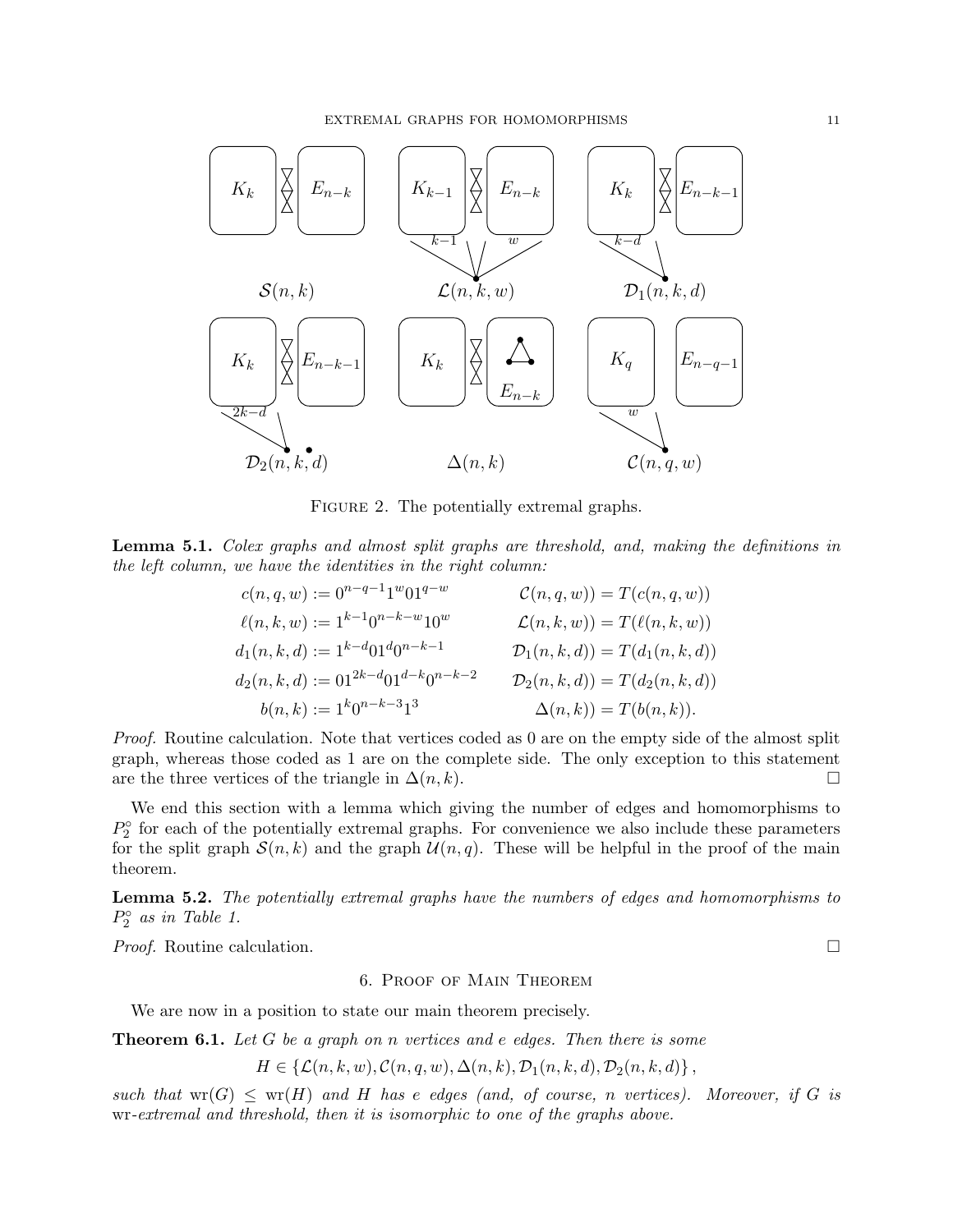FIGURE 2. The potentially extremal graphs.

**Lemma 5.1.** *Colex graphs and almost split graphs are threshold, and, making the definitions in the left column, we have the identities in the right column:*

$$
\begin{aligned}
c(n,q,w) &:= 0^{n-q-1}1^w 0 1^{q-w} & \mathcal{C}(n,q,w)) &= T(c(n,q,w)) \\
\ell(n,k,w) &:= 1^{k-1}0^{n-k-w}10^w & \mathcal{L}(n,k,w)) &= T(\ell(n,k,w)) \\
d_1(n,k,d) &:= 1^{k-d}01^d0^{n-k-1} & \mathcal{D}_1(n,k,d)) &= T(d_1(n,k,d)) \\
d_2(n,k,d) &:= 01^{2k-d}01^{d-k}0^{n-k-2} & \mathcal{D}_2(n,k,d)) &= T(d_2(n,k,d)) \\
b(n,k) &:= 1^k0^{n-k-3}1^3 & \Delta(n,k)) &= T(b(n,k)).
\end{aligned}
$$

*Proof.* Routine calculation. Note that vertices coded as 0 are on the empty side of the almost split graph, whereas those coded as 1 are on the complete side. The only exception to this statement are the three vertices of the triangle in $\Delta(n,k)$. □

We end this section with a lemma which giving the number of edges and homomorphisms to $P_2^\circ$ for each of the potentially extremal graphs. For convenience we also include these parameters for the split graph $\mathcal{S}(n,k)$ and the graph $\mathcal{U}(n,q)$. These will be helpful in the proof of the main theorem.

**Lemma 5.2.** *The potentially extremal graphs have the numbers of edges and homomorphisms to $P_2^\circ$ as in Table 1.*

*Proof.* Routine calculation. □

## 6. Proof of Main Theorem

We are now in a position to state our main theorem precisely.

**Theorem 6.1.** *Let $G$ be a graph on $n$ vertices and $e$ edges. Then there is some*

$$H \in \{\mathcal{L}(n,k,w), \mathcal{C}(n,q,w), \Delta(n,k), \mathcal{D}_1(n,k,d), \mathcal{D}_2(n,k,d)\},$$

*such that $\mathrm{wr}(G) \le \mathrm{wr}(H)$ and $H$ has $e$ edges (and, of course, $n$ vertices). Moreover, if $G$ is* wr*-extremal and threshold, then it is isomorphic to one of the graphs above.*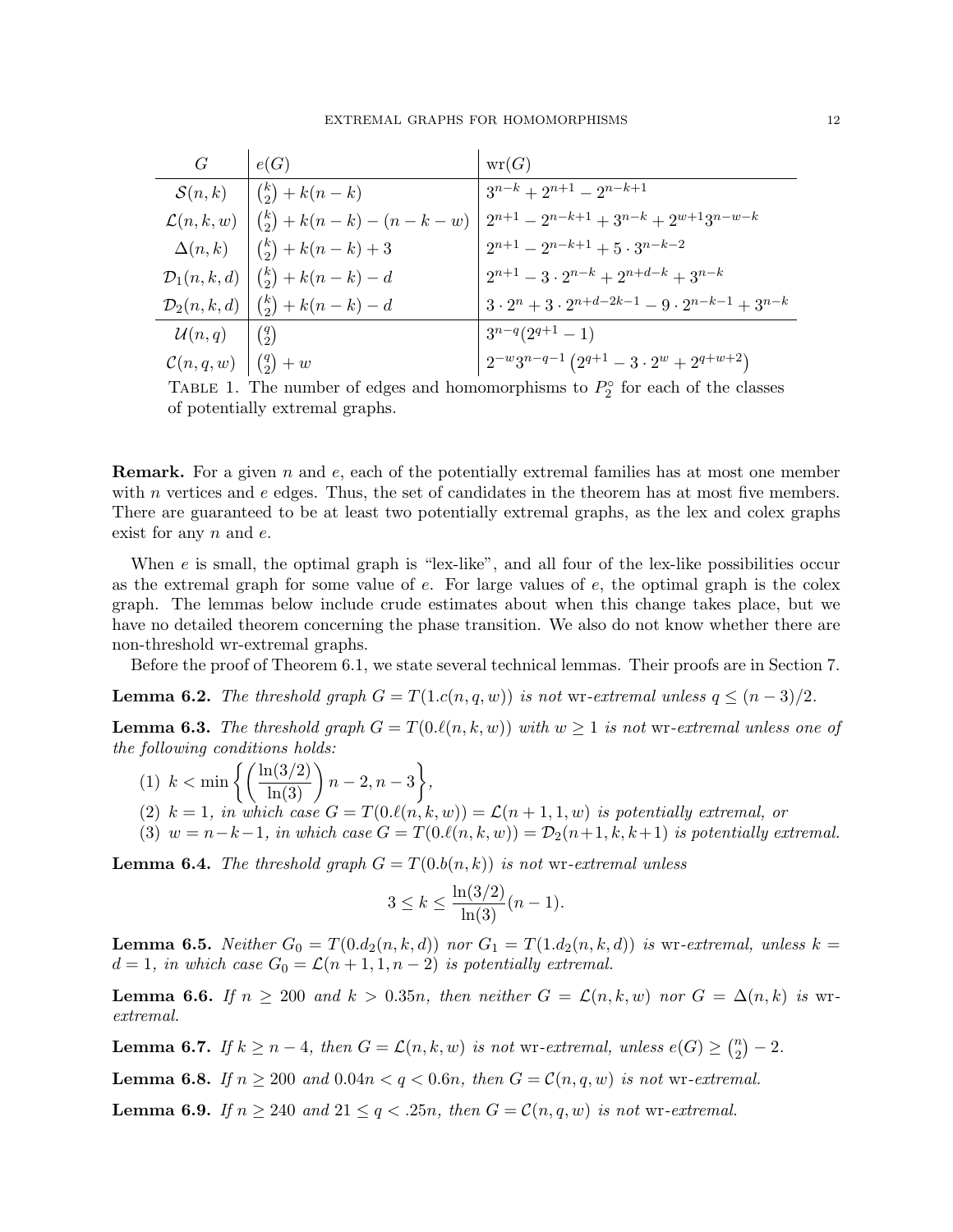| $G$ | $e(G)$ | $\mathrm{wr}(G)$ |
|---|---|---|
| $\mathcal{S}(n,k)$ | $\binom{k}{2} + k(n-k)$ | $3^{n-k} + 2^{n+1} - 2^{n-k+1}$ |
| $\mathcal{L}(n,k,w)$ | $\binom{k}{2} + k(n-k) - (n-k-w)$ | $2^{n+1} - 2^{n-k+1} + 3^{n-k} + 2^{w+1}3^{n-w-k}$ |
| $\Delta(n,k)$ | $\binom{k}{2} + k(n-k) + 3$ | $2^{n+1} - 2^{n-k+1} + 5 \cdot 3^{n-k-2}$ |
| $\mathcal{D}_1(n,k,d)$ | $\binom{k}{2} + k(n-k) - d$ | $2^{n+1} - 3 \cdot 2^{n-k} + 2^{n+d-k} + 3^{n-k}$ |
| $\mathcal{D}_2(n,k,d)$ | $\binom{k}{2} + k(n-k) - d$ | $3 \cdot 2^n + 3 \cdot 2^{n+d-2k-1} - 9 \cdot 2^{n-k-1} + 3^{n-k}$ |
| $\mathcal{U}(n,q)$ | $\binom{q}{2}$ | $3^{n-q}(2^{q+1} - 1)$ |
| $\mathcal{C}(n,q,w)$ | $\binom{q}{2} + w$ | $2^{-w}3^{n-q-1}\left(2^{q+1} - 3 \cdot 2^w + 2^{q+w+2}\right)$ |

TABLE 1. The number of edges and homomorphisms to $P_2^\circ$ for each of the classes of potentially extremal graphs.

**Remark.** For a given $n$ and $e$, each of the potentially extremal families has at most one member with $n$ vertices and $e$ edges. Thus, the set of candidates in the theorem has at most five members. There are guaranteed to be at least two potentially extremal graphs, as the lex and colex graphs exist for any $n$ and $e$.

When $e$ is small, the optimal graph is "lex-like", and all four of the lex-like possibilities occur as the extremal graph for some value of $e$. For large values of $e$, the optimal graph is the colex graph. The lemmas below include crude estimates about when this change takes place, but we have no detailed theorem concerning the phase transition. We also do not know whether there are non-threshold wr-extremal graphs.

Before the proof of Theorem 6.1, we state several technical lemmas. Their proofs are in Section 7.

**Lemma 6.2.** *The threshold graph $G = T(1.c(n,q,w))$ is not* wr*-extremal unless $q \leq (n-3)/2$.*

**Lemma 6.3.** *The threshold graph $G = T(0.\ell(n,k,w))$ with $w \geq 1$ is not* wr*-extremal unless one of the following conditions holds:*

(1) $k < \min\left\{\left(\dfrac{\ln(3/2)}{\ln(3)}\right)n - 2, n-3\right\}$,
(2) $k = 1$*, in which case $G = T(0.\ell(n,k,w)) = \mathcal{L}(n+1,1,w)$ is potentially extremal, or*
(3) $w = n-k-1$*, in which case $G = T(0.\ell(n,k,w)) = \mathcal{D}_2(n+1,k,k+1)$ is potentially extremal.*

**Lemma 6.4.** *The threshold graph $G = T(0.b(n,k))$ is not* wr*-extremal unless*

$$3 \leq k \leq \frac{\ln(3/2)}{\ln(3)}(n-1).$$

**Lemma 6.5.** *Neither $G_0 = T(0.d_2(n,k,d))$ nor $G_1 = T(1.d_2(n,k,d))$ is* wr*-extremal, unless $k = d = 1$, in which case $G_0 = \mathcal{L}(n+1,1,n-2)$ is potentially extremal.*

**Lemma 6.6.** *If $n \geq 200$ and $k > 0.35n$, then neither $G = \mathcal{L}(n,k,w)$ nor $G = \Delta(n,k)$ is* wr*-extremal.*

**Lemma 6.7.** *If $k \geq n-4$, then $G = \mathcal{L}(n,k,w)$ is not* wr*-extremal, unless $e(G) \geq \binom{n}{2} - 2$.*

**Lemma 6.8.** *If $n \geq 200$ and $0.04n < q < 0.6n$, then $G = \mathcal{C}(n,q,w)$ is not* wr*-extremal.*

**Lemma 6.9.** *If $n \geq 240$ and $21 \leq q < .25n$, then $G = \mathcal{C}(n,q,w)$ is not* wr*-extremal.*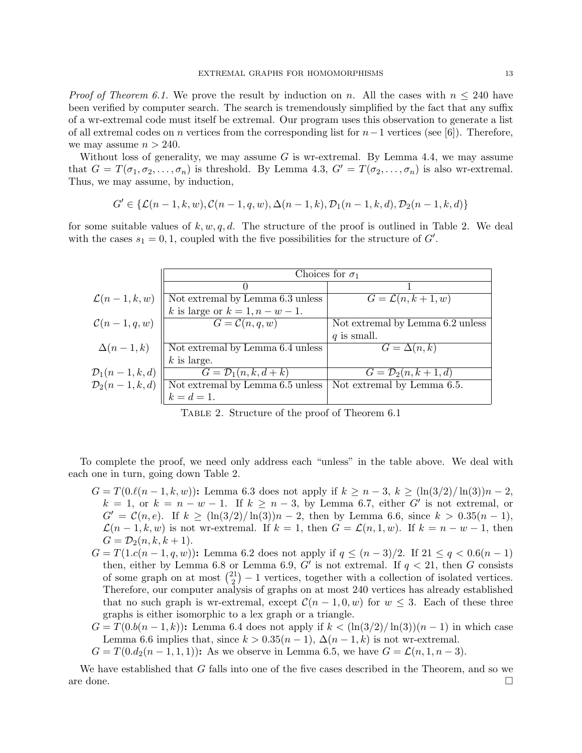*Proof of Theorem 6.1.* We prove the result by induction on $n$. All the cases with $n \leq 240$ have been verified by computer search. The search is tremendously simplified by the fact that any suffix of a wr-extremal code must itself be extremal. Our program uses this observation to generate a list of all extremal codes on $n$ vertices from the corresponding list for $n-1$ vertices (see [6]). Therefore, we may assume $n > 240$.

Without loss of generality, we may assume $G$ is wr-extremal. By Lemma 4.4, we may assume that $G = T(\sigma_1, \sigma_2, \ldots, \sigma_n)$ is threshold. By Lemma 4.3, $G' = T(\sigma_2, \ldots, \sigma_n)$ is also wr-extremal. Thus, we may assume, by induction,

$$G' \in \{\mathcal{L}(n-1,k,w), \mathcal{C}(n-1,q,w), \Delta(n-1,k), \mathcal{D}_1(n-1,k,d), \mathcal{D}_2(n-1,k,d)\}$$

for some suitable values of $k, w, q, d$. The structure of the proof is outlined in Table 2. We deal with the cases $s_1 = 0, 1$, coupled with the five possibilities for the structure of $G'$.

| | Choices for $\sigma_1$ | |
|---|---|---|
| | 0 | 1 |
| $\mathcal{L}(n-1,k,w)$ | Not extremal by Lemma 6.3 unless $k$ is large or $k = 1, n-w-1$. | $G = \mathcal{L}(n,k+1,w)$ |
| $\mathcal{C}(n-1,q,w)$ | $G = \mathcal{C}(n,q,w)$ | Not extremal by Lemma 6.2 unless $q$ is small. |
| $\Delta(n-1,k)$ | Not extremal by Lemma 6.4 unless $k$ is large. | $G = \Delta(n,k)$ |
| $\mathcal{D}_1(n-1,k,d)$ | $G = \mathcal{D}_1(n,k,d+k)$ | $G = \mathcal{D}_2(n,k+1,d)$ |
| $\mathcal{D}_2(n-1,k,d)$ | Not extremal by Lemma 6.5 unless $k = d = 1$. | Not extremal by Lemma 6.5. |

Table 2. Structure of the proof of Theorem 6.1

To complete the proof, we need only address each "unless" in the table above. We deal with each one in turn, going down Table 2.

- $G = T(0.\ell(n-1,k,w))$**:** Lemma 6.3 does not apply if $k \geq n-3$, $k \geq (\ln(3/2)/\ln(3))n - 2$, $k = 1$, or $k = n-w-1$. If $k \geq n-3$, by Lemma 6.7, either $G'$ is not extremal, or $G' = \mathcal{C}(n,e)$. If $k \geq (\ln(3/2)/\ln(3))n - 2$, then by Lemma 6.6, since $k > 0.35(n-1)$, $\mathcal{L}(n-1,k,w)$ is not wr-extremal. If $k = 1$, then $G = \mathcal{L}(n,1,w)$. If $k = n-w-1$, then $G = \mathcal{D}_2(n,k,k+1)$.
- $G = T(1.c(n-1,q,w))$**:** Lemma 6.2 does not apply if $q \leq (n-3)/2$. If $21 \leq q < 0.6(n-1)$ then, either by Lemma 6.8 or Lemma 6.9, $G'$ is not extremal. If $q < 21$, then $G$ consists of some graph on at most $\binom{21}{2} - 1$ vertices, together with a collection of isolated vertices. Therefore, our computer analysis of graphs on at most 240 vertices has already established that no such graph is wr-extremal, except $\mathcal{C}(n-1,0,w)$ for $w \leq 3$. Each of these three graphs is either isomorphic to a lex graph or a triangle.
- $G = T(0.b(n-1,k))$**:** Lemma 6.4 does not apply if $k < (\ln(3/2)/\ln(3))(n-1)$ in which case Lemma 6.6 implies that, since $k > 0.35(n-1)$, $\Delta(n-1,k)$ is not wr-extremal.
- $G = T(0.d_2(n-1,1,1))$**:** As we observe in Lemma 6.5, we have $G = \mathcal{L}(n,1,n-3)$.

We have established that $G$ falls into one of the five cases described in the Theorem, and so we are done. □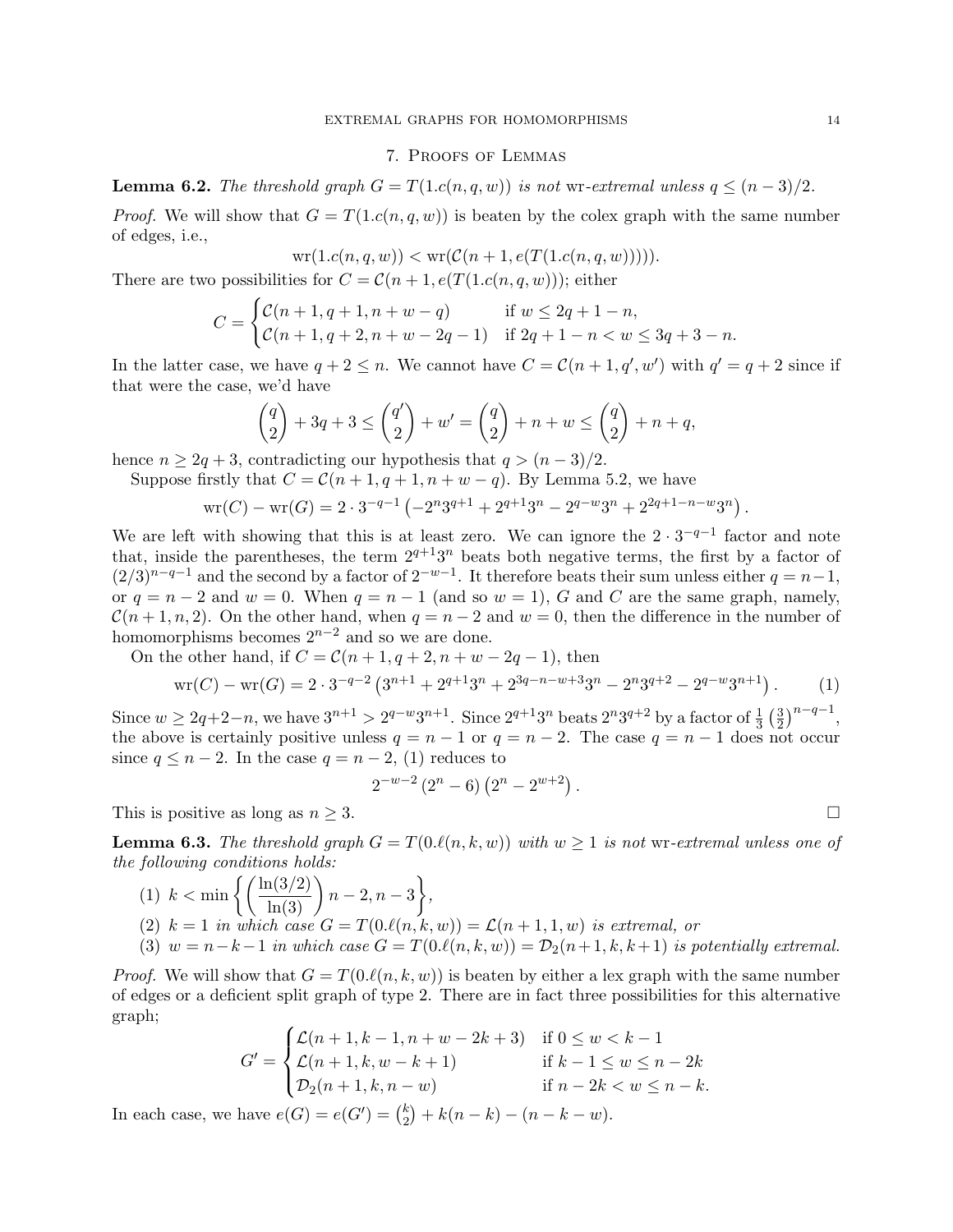## 7. Proofs of Lemmas

**Lemma 6.2.** *The threshold graph $G = T(1.c(n, q, w))$ is not* wr*-extremal unless $q \le (n-3)/2$.*

*Proof.* We will show that $G = T(1.c(n, q, w))$ is beaten by the colex graph with the same number of edges, i.e.,

$$\mathrm{wr}(1.c(n, q, w)) < \mathrm{wr}(\mathcal{C}(n+1, e(T(1.c(n, q, w))))).$$

There are two possibilities for $C = \mathcal{C}(n+1, e(T(1.c(n, q, w)))$; either

$$C = \begin{cases} \mathcal{C}(n+1, q+1, n+w-q) & \text{if } w \le 2q+1-n, \\ \mathcal{C}(n+1, q+2, n+w-2q-1) & \text{if } 2q+1-n < w \le 3q+3-n. \end{cases}$$

In the latter case, we have $q+2 \le n$. We cannot have $C = \mathcal{C}(n+1, q', w')$ with $q' = q+2$ since if that were the case, we'd have

$$\binom{q}{2} + 3q + 3 \le \binom{q'}{2} + w' = \binom{q}{2} + n + w \le \binom{q}{2} + n + q,$$

hence $n \ge 2q+3$, contradicting our hypothesis that $q > (n-3)/2$.

Suppose firstly that $C = \mathcal{C}(n+1, q+1, n+w-q)$. By Lemma 5.2, we have

$$\mathrm{wr}(C) - \mathrm{wr}(G) = 2 \cdot 3^{-q-1} \left( -2^n 3^{q+1} + 2^{q+1} 3^n - 2^{q-w} 3^n + 2^{2q+1-n-w} 3^n \right).$$

We are left with showing that this is at least zero. We can ignore the $2 \cdot 3^{-q-1}$ factor and note that, inside the parentheses, the term $2^{q+1}3^n$ beats both negative terms, the first by a factor of $(2/3)^{n-q-1}$ and the second by a factor of $2^{-w-1}$. It therefore beats their sum unless either $q = n-1$, or $q = n-2$ and $w = 0$. When $q = n-1$ (and so $w = 1$), $G$ and $C$ are the same graph, namely, $\mathcal{C}(n+1, n, 2)$. On the other hand, when $q = n-2$ and $w = 0$, then the difference in the number of homomorphisms becomes $2^{n-2}$ and so we are done.

On the other hand, if $C = \mathcal{C}(n+1, q+2, n+w-2q-1)$, then

$$\mathrm{wr}(C) - \mathrm{wr}(G) = 2 \cdot 3^{-q-2} \left( 3^{n+1} + 2^{q+1} 3^n + 2^{3q-n-w+3} 3^n - 2^n 3^{q+2} - 2^{q-w} 3^{n+1} \right). \tag{1}$$

Since $w \ge 2q+2-n$, we have $3^{n+1} > 2^{q-w}3^{n+1}$. Since $2^{q+1}3^n$ beats $2^n 3^{q+2}$ by a factor of $\frac{1}{3}\left(\frac{3}{2}\right)^{n-q-1}$, the above is certainly positive unless $q = n-1$ or $q = n-2$. The case $q = n-1$ does not occur since $q \le n-2$. In the case $q = n-2$, (1) reduces to

$$2^{-w-2}\left(2^n - 6\right)\left(2^n - 2^{w+2}\right).$$

This is positive as long as $n \ge 3$. □

**Lemma 6.3.** *The threshold graph $G = T(0.\ell(n, k, w))$ with $w \ge 1$ is not* wr*-extremal unless one of the following conditions holds:*

1. $k < \min\left\{ \left( \dfrac{\ln(3/2)}{\ln(3)} \right) n - 2, n-3 \right\}$,
2. $k = 1$ *in which case $G = T(0.\ell(n, k, w)) = \mathcal{L}(n+1, 1, w)$ is extremal, or*
3. $w = n-k-1$ *in which case $G = T(0.\ell(n, k, w)) = \mathcal{D}_2(n+1, k, k+1)$ is potentially extremal.*

*Proof.* We will show that $G = T(0.\ell(n, k, w))$ is beaten by either a lex graph with the same number of edges or a deficient split graph of type 2. There are in fact three possibilities for this alternative graph;

$$G' = \begin{cases} \mathcal{L}(n+1, k-1, n+w-2k+3) & \text{if } 0 \le w < k-1 \\ \mathcal{L}(n+1, k, w-k+1) & \text{if } k-1 \le w \le n-2k \\ \mathcal{D}_2(n+1, k, n-w) & \text{if } n-2k < w \le n-k. \end{cases}$$

In each case, we have $e(G) = e(G') = \binom{k}{2} + k(n-k) - (n-k-w)$.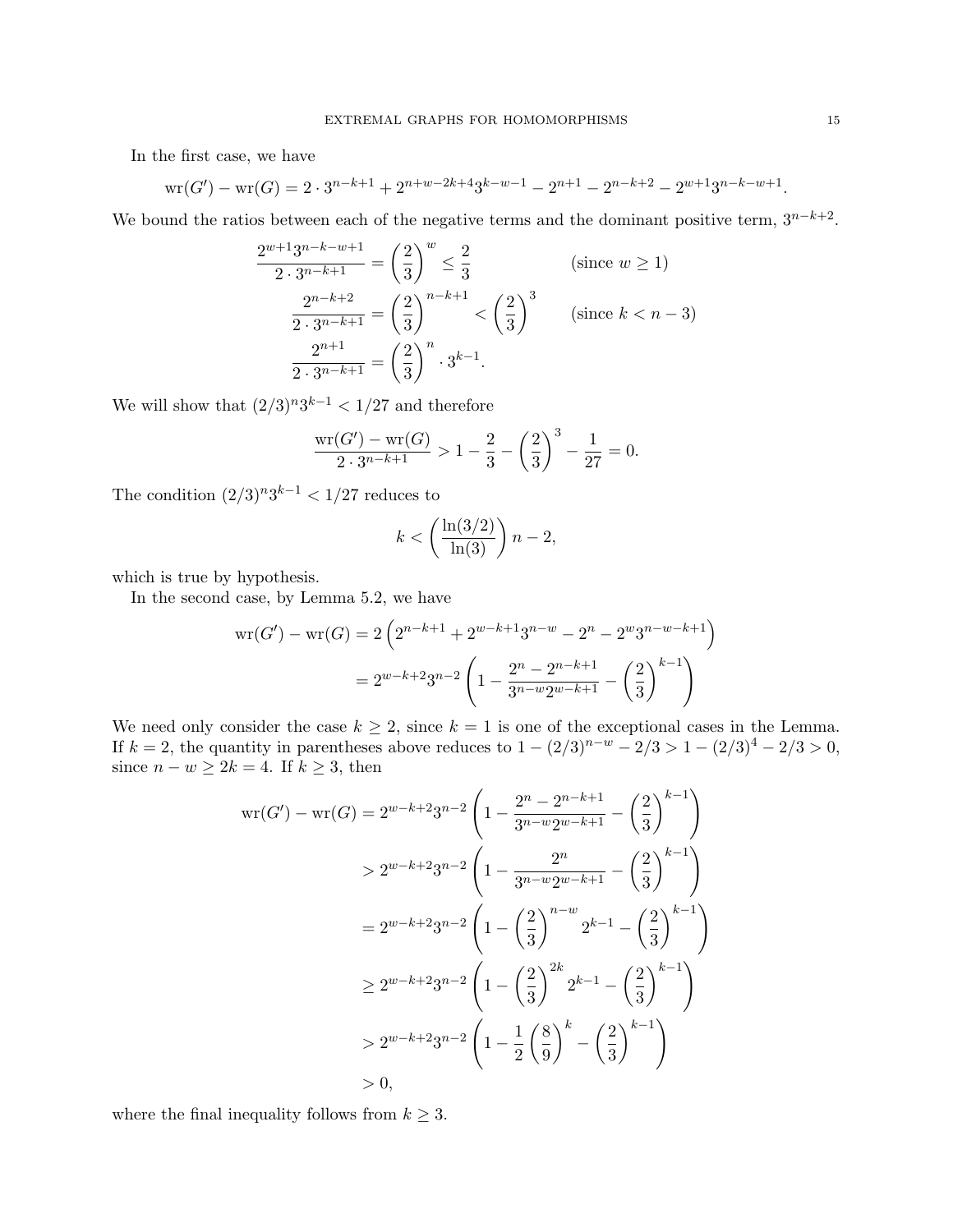In the first case, we have

$$\mathrm{wr}(G') - \mathrm{wr}(G) = 2 \cdot 3^{n-k+1} + 2^{n+w-2k+4}3^{k-w-1} - 2^{n+1} - 2^{n-k+2} - 2^{w+1}3^{n-k-w+1}.$$

We bound the ratios between each of the negative terms and the dominant positive term, $3^{n-k+2}$.

$$\begin{aligned}
\frac{2^{w+1}3^{n-k-w+1}}{2 \cdot 3^{n-k+1}} &= \left(\frac{2}{3}\right)^{w} \leq \frac{2}{3} && \text{(since } w \geq 1\text{)} \\
\frac{2^{n-k+2}}{2 \cdot 3^{n-k+1}} &= \left(\frac{2}{3}\right)^{n-k+1} < \left(\frac{2}{3}\right)^{3} && \text{(since } k < n-3\text{)} \\
\frac{2^{n+1}}{2 \cdot 3^{n-k+1}} &= \left(\frac{2}{3}\right)^{n} \cdot 3^{k-1}.
\end{aligned}$$

We will show that $(2/3)^n 3^{k-1} < 1/27$ and therefore

$$\frac{\mathrm{wr}(G') - \mathrm{wr}(G)}{2 \cdot 3^{n-k+1}} > 1 - \frac{2}{3} - \left(\frac{2}{3}\right)^3 - \frac{1}{27} = 0.$$

The condition $(2/3)^n 3^{k-1} < 1/27$ reduces to

$$k < \left(\frac{\ln(3/2)}{\ln(3)}\right) n - 2,$$

which is true by hypothesis.

In the second case, by Lemma 5.2, we have

$$\begin{aligned}
\mathrm{wr}(G') - \mathrm{wr}(G) &= 2\left(2^{n-k+1} + 2^{w-k+1}3^{n-w} - 2^{n} - 2^{w}3^{n-w-k+1}\right) \\
&= 2^{w-k+2}3^{n-2}\left(1 - \frac{2^n - 2^{n-k+1}}{3^{n-w}2^{w-k+1}} - \left(\frac{2}{3}\right)^{k-1}\right)
\end{aligned}$$

We need only consider the case $k \geq 2$, since $k = 1$ is one of the exceptional cases in the Lemma. If $k = 2$, the quantity in parentheses above reduces to $1 - (2/3)^{n-w} - 2/3 > 1 - (2/3)^4 - 2/3 > 0$, since $n - w \geq 2k = 4$. If $k \geq 3$, then

$$\begin{aligned}
\mathrm{wr}(G') - \mathrm{wr}(G) &= 2^{w-k+2}3^{n-2}\left(1 - \frac{2^n - 2^{n-k+1}}{3^{n-w}2^{w-k+1}} - \left(\frac{2}{3}\right)^{k-1}\right) \\
&> 2^{w-k+2}3^{n-2}\left(1 - \frac{2^n}{3^{n-w}2^{w-k+1}} - \left(\frac{2}{3}\right)^{k-1}\right) \\
&= 2^{w-k+2}3^{n-2}\left(1 - \left(\frac{2}{3}\right)^{n-w}2^{k-1} - \left(\frac{2}{3}\right)^{k-1}\right) \\
&\geq 2^{w-k+2}3^{n-2}\left(1 - \left(\frac{2}{3}\right)^{2k}2^{k-1} - \left(\frac{2}{3}\right)^{k-1}\right) \\
&> 2^{w-k+2}3^{n-2}\left(1 - \frac{1}{2}\left(\frac{8}{9}\right)^{k} - \left(\frac{2}{3}\right)^{k-1}\right) \\
&> 0,
\end{aligned}$$

where the final inequality follows from $k \geq 3$.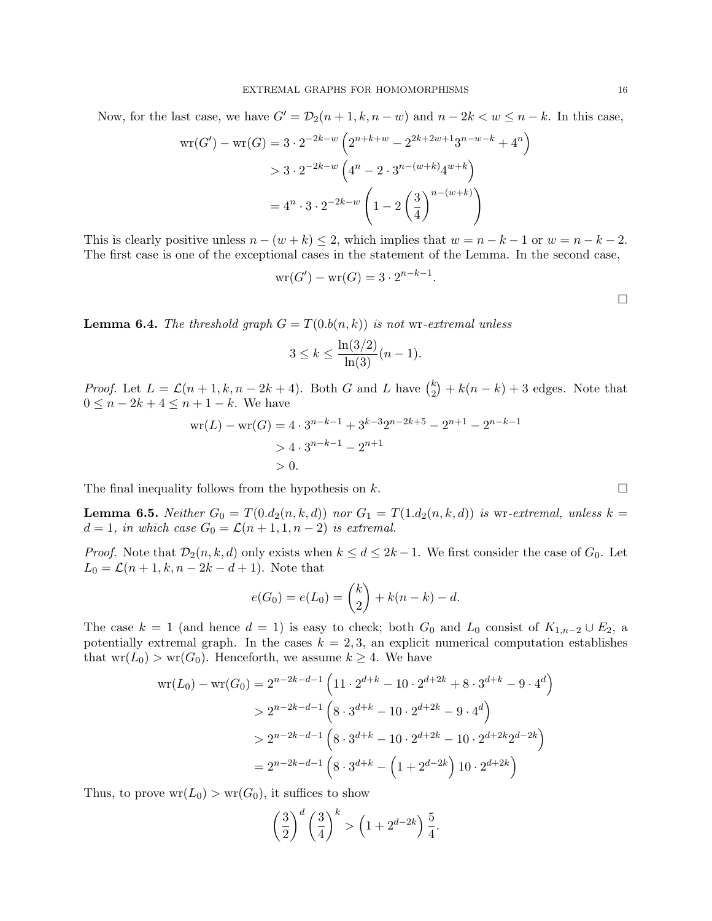Now, for the last case, we have $G' = \mathcal{D}_2(n+1, k, n-w)$ and $n - 2k < w \le n - k$. In this case,

$$\begin{aligned}
\mathrm{wr}(G') - \mathrm{wr}(G) &= 3 \cdot 2^{-2k-w}\left(2^{n+k+w} - 2^{2k+2w+1}3^{n-w-k} + 4^n\right) \\
&> 3 \cdot 2^{-2k-w}\left(4^n - 2 \cdot 3^{n-(w+k)}4^{w+k}\right) \\
&= 4^n \cdot 3 \cdot 2^{-2k-w}\left(1 - 2\left(\frac{3}{4}\right)^{n-(w+k)}\right)
\end{aligned}$$

This is clearly positive unless $n - (w+k) \le 2$, which implies that $w = n-k-1$ or $w = n-k-2$. The first case is one of the exceptional cases in the statement of the Lemma. In the second case,

$$\mathrm{wr}(G') - \mathrm{wr}(G) = 3 \cdot 2^{n-k-1}.$$

$\square$

**Lemma 6.4.** *The threshold graph $G = T(0.b(n,k))$ is not* wr*-extremal unless*

$$3 \le k \le \frac{\ln(3/2)}{\ln(3)}(n-1).$$

*Proof.* Let $L = \mathcal{L}(n+1, k, n-2k+4)$. Both $G$ and $L$ have $\binom{k}{2} + k(n-k) + 3$ edges. Note that $0 \le n - 2k + 4 \le n + 1 - k$. We have

$$\begin{aligned}
\mathrm{wr}(L) - \mathrm{wr}(G) &= 4 \cdot 3^{n-k-1} + 3^{k-3}2^{n-2k+5} - 2^{n+1} - 2^{n-k-1} \\
&> 4 \cdot 3^{n-k-1} - 2^{n+1} \\
&> 0.
\end{aligned}$$

The final inequality follows from the hypothesis on $k$. $\square$

**Lemma 6.5.** *Neither $G_0 = T(0.d_2(n,k,d))$ nor $G_1 = T(1.d_2(n,k,d))$ is* wr*-extremal, unless $k = d = 1$, in which case $G_0 = \mathcal{L}(n+1, 1, n-2)$ is extremal.*

*Proof.* Note that $\mathcal{D}_2(n,k,d)$ only exists when $k \le d \le 2k-1$. We first consider the case of $G_0$. Let $L_0 = \mathcal{L}(n+1, k, n-2k-d+1)$. Note that

$$e(G_0) = e(L_0) = \binom{k}{2} + k(n-k) - d.$$

The case $k = 1$ (and hence $d = 1$) is easy to check; both $G_0$ and $L_0$ consist of $K_{1,n-2} \cup E_2$, a potentially extremal graph. In the cases $k = 2, 3$, an explicit numerical computation establishes that $\mathrm{wr}(L_0) > \mathrm{wr}(G_0)$. Henceforth, we assume $k \ge 4$. We have

$$\begin{aligned}
\mathrm{wr}(L_0) - \mathrm{wr}(G_0) &= 2^{n-2k-d-1}\left(11 \cdot 2^{d+k} - 10 \cdot 2^{d+2k} + 8 \cdot 3^{d+k} - 9 \cdot 4^d\right) \\
&> 2^{n-2k-d-1}\left(8 \cdot 3^{d+k} - 10 \cdot 2^{d+2k} - 9 \cdot 4^d\right) \\
&> 2^{n-2k-d-1}\left(8 \cdot 3^{d+k} - 10 \cdot 2^{d+2k} - 10 \cdot 2^{d+2k}2^{d-2k}\right) \\
&= 2^{n-2k-d-1}\left(8 \cdot 3^{d+k} - \left(1 + 2^{d-2k}\right)10 \cdot 2^{d+2k}\right)
\end{aligned}$$

Thus, to prove $\mathrm{wr}(L_0) > \mathrm{wr}(G_0)$, it suffices to show

$$\left(\frac{3}{2}\right)^d \left(\frac{3}{4}\right)^k > \left(1 + 2^{d-2k}\right)\frac{5}{4}.$$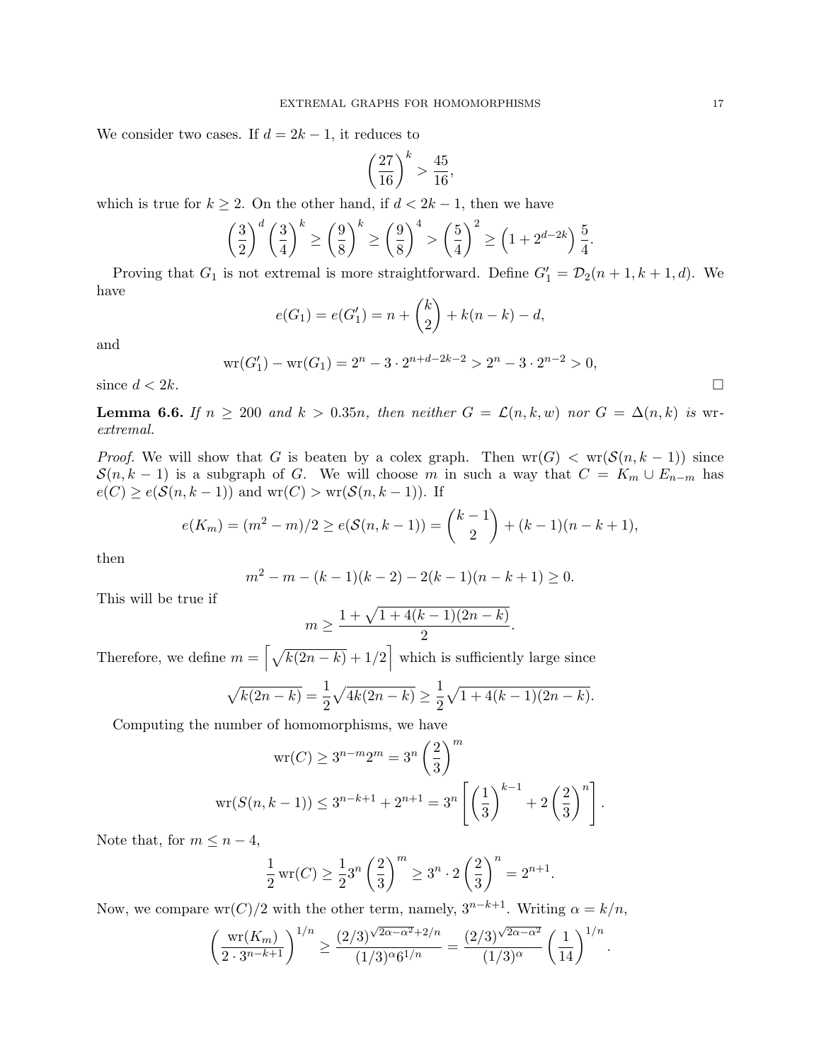We consider two cases. If $d = 2k - 1$, it reduces to

$$\left(\frac{27}{16}\right)^k > \frac{45}{16},$$

which is true for $k \geq 2$. On the other hand, if $d < 2k - 1$, then we have

$$\left(\frac{3}{2}\right)^d \left(\frac{3}{4}\right)^k \geq \left(\frac{9}{8}\right)^k \geq \left(\frac{9}{8}\right)^4 > \left(\frac{5}{4}\right)^2 \geq \left(1 + 2^{d-2k}\right)\frac{5}{4}.$$

Proving that $G_1$ is not extremal is more straightforward. Define $G_1' = \mathcal{D}_2(n+1, k+1, d)$. We have

$$e(G_1) = e(G_1') = n + \binom{k}{2} + k(n-k) - d,$$

and

$$\mathrm{wr}(G_1') - \mathrm{wr}(G_1) = 2^n - 3 \cdot 2^{n+d-2k-2} > 2^n - 3 \cdot 2^{n-2} > 0,$$

since $d < 2k$. $\square$

**Lemma 6.6.** *If $n \geq 200$ and $k > 0.35n$, then neither $G = \mathcal{L}(n, k, w)$ nor $G = \Delta(n, k)$ is* wr*-extremal.*

*Proof.* We will show that $G$ is beaten by a colex graph. Then $\mathrm{wr}(G) < \mathrm{wr}(\mathcal{S}(n, k-1))$ since $\mathcal{S}(n, k-1)$ is a subgraph of $G$. We will choose $m$ in such a way that $C = K_m \cup E_{n-m}$ has $e(C) \geq e(\mathcal{S}(n, k-1))$ and $\mathrm{wr}(C) > \mathrm{wr}(\mathcal{S}(n, k-1))$. If

$$e(K_m) = (m^2 - m)/2 \geq e(\mathcal{S}(n, k-1)) = \binom{k-1}{2} + (k-1)(n-k+1),$$

then

$$m^2 - m - (k-1)(k-2) - 2(k-1)(n-k+1) \geq 0.$$

This will be true if

$$m \geq \frac{1 + \sqrt{1 + 4(k-1)(2n-k)}}{2}.$$

Therefore, we define $m = \left\lceil \sqrt{k(2n-k)} + 1/2 \right\rceil$ which is sufficiently large since

$$\sqrt{k(2n-k)} = \frac{1}{2}\sqrt{4k(2n-k)} \geq \frac{1}{2}\sqrt{1 + 4(k-1)(2n-k)}.$$

Computing the number of homomorphisms, we have

$$\mathrm{wr}(C) \geq 3^{n-m} 2^m = 3^n \left(\frac{2}{3}\right)^m$$

$$\mathrm{wr}(S(n, k-1)) \leq 3^{n-k+1} + 2^{n+1} = 3^n \left[\left(\frac{1}{3}\right)^{k-1} + 2\left(\frac{2}{3}\right)^n\right].$$

Note that, for $m \leq n - 4$,

$$\frac{1}{2}\mathrm{wr}(C) \geq \frac{1}{2} 3^n \left(\frac{2}{3}\right)^m \geq 3^n \cdot 2\left(\frac{2}{3}\right)^n = 2^{n+1}.$$

Now, we compare $\mathrm{wr}(C)/2$ with the other term, namely, $3^{n-k+1}$. Writing $\alpha = k/n$,

$$\left(\frac{\mathrm{wr}(K_m)}{2 \cdot 3^{n-k+1}}\right)^{1/n} \geq \frac{(2/3)^{\sqrt{2\alpha - \alpha^2} + 2/n}}{(1/3)^\alpha 6^{1/n}} = \frac{(2/3)^{\sqrt{2\alpha - \alpha^2}}}{(1/3)^\alpha} \left(\frac{1}{14}\right)^{1/n}.$$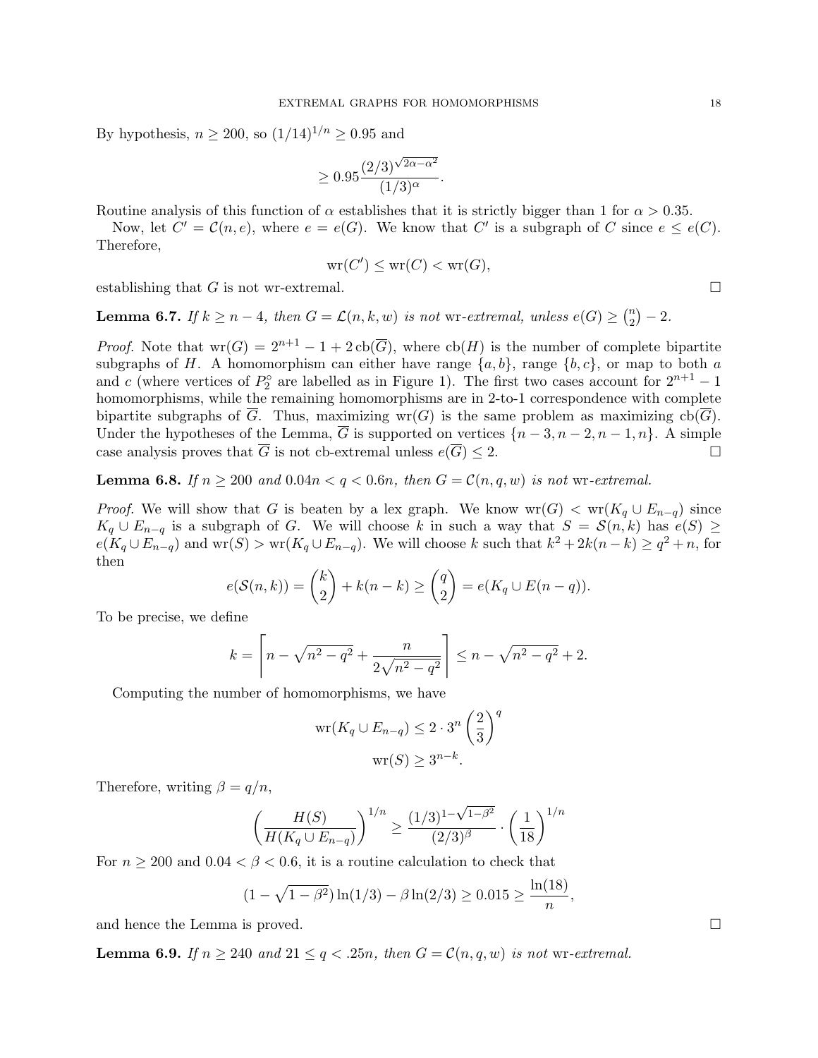By hypothesis, $n \geq 200$, so $(1/14)^{1/n} \geq 0.95$ and

$$\geq 0.95 \frac{(2/3)^{\sqrt{2\alpha - \alpha^2}}}{(1/3)^{\alpha}}.$$

Routine analysis of this function of $\alpha$ establishes that it is strictly bigger than 1 for $\alpha > 0.35$.

Now, let $C' = \mathcal{C}(n, e)$, where $e = e(G)$. We know that $C'$ is a subgraph of $C$ since $e \leq e(C)$. Therefore,

$$\mathrm{wr}(C') \leq \mathrm{wr}(C) < \mathrm{wr}(G),$$

establishing that $G$ is not wr-extremal. □

**Lemma 6.7.** *If $k \geq n - 4$, then $G = \mathcal{L}(n, k, w)$ is not* wr*-extremal, unless $e(G) \geq \binom{n}{2} - 2$.*

*Proof.* Note that $\mathrm{wr}(G) = 2^{n+1} - 1 + 2\,\mathrm{cb}(\overline{G})$, where $\mathrm{cb}(H)$ is the number of complete bipartite subgraphs of $H$. A homomorphism can either have range $\{a, b\}$, range $\{b, c\}$, or map to both $a$ and $c$ (where vertices of $P_2^\circ$ are labelled as in Figure 1). The first two cases account for $2^{n+1} - 1$ homomorphisms, while the remaining homomorphisms are in 2-to-1 correspondence with complete bipartite subgraphs of $\overline{G}$. Thus, maximizing $\mathrm{wr}(G)$ is the same problem as maximizing $\mathrm{cb}(\overline{G})$. Under the hypotheses of the Lemma, $\overline{G}$ is supported on vertices $\{n-3, n-2, n-1, n\}$. A simple case analysis proves that $\overline{G}$ is not cb-extremal unless $e(\overline{G}) \leq 2$. □

**Lemma 6.8.** *If $n \geq 200$ and $0.04n < q < 0.6n$, then $G = \mathcal{C}(n, q, w)$ is not* wr*-extremal.*

*Proof.* We will show that $G$ is beaten by a lex graph. We know $\mathrm{wr}(G) < \mathrm{wr}(K_q \cup E_{n-q})$ since $K_q \cup E_{n-q}$ is a subgraph of $G$. We will choose $k$ in such a way that $S = \mathcal{S}(n, k)$ has $e(S) \geq e(K_q \cup E_{n-q})$ and $\mathrm{wr}(S) > \mathrm{wr}(K_q \cup E_{n-q})$. We will choose $k$ such that $k^2 + 2k(n-k) \geq q^2 + n$, for then

$$e(\mathcal{S}(n,k)) = \binom{k}{2} + k(n-k) \geq \binom{q}{2} = e(K_q \cup E(n-q)).$$

To be precise, we define

$$k = \left\lceil n - \sqrt{n^2 - q^2} + \frac{n}{2\sqrt{n^2 - q^2}} \right\rceil \leq n - \sqrt{n^2 - q^2} + 2.$$

Computing the number of homomorphisms, we have

$$\mathrm{wr}(K_q \cup E_{n-q}) \leq 2 \cdot 3^n \left(\frac{2}{3}\right)^q$$
$$\mathrm{wr}(S) \geq 3^{n-k}.$$

Therefore, writing $\beta = q/n$,

$$\left(\frac{H(S)}{H(K_q \cup E_{n-q})}\right)^{1/n} \geq \frac{(1/3)^{1-\sqrt{1-\beta^2}}}{(2/3)^{\beta}} \cdot \left(\frac{1}{18}\right)^{1/n}$$

For $n \geq 200$ and $0.04 < \beta < 0.6$, it is a routine calculation to check that

$$(1 - \sqrt{1 - \beta^2}) \ln(1/3) - \beta \ln(2/3) \geq 0.015 \geq \frac{\ln(18)}{n},$$

and hence the Lemma is proved. □

**Lemma 6.9.** *If $n \geq 240$ and $21 \leq q < .25n$, then $G = \mathcal{C}(n, q, w)$ is not* wr*-extremal.*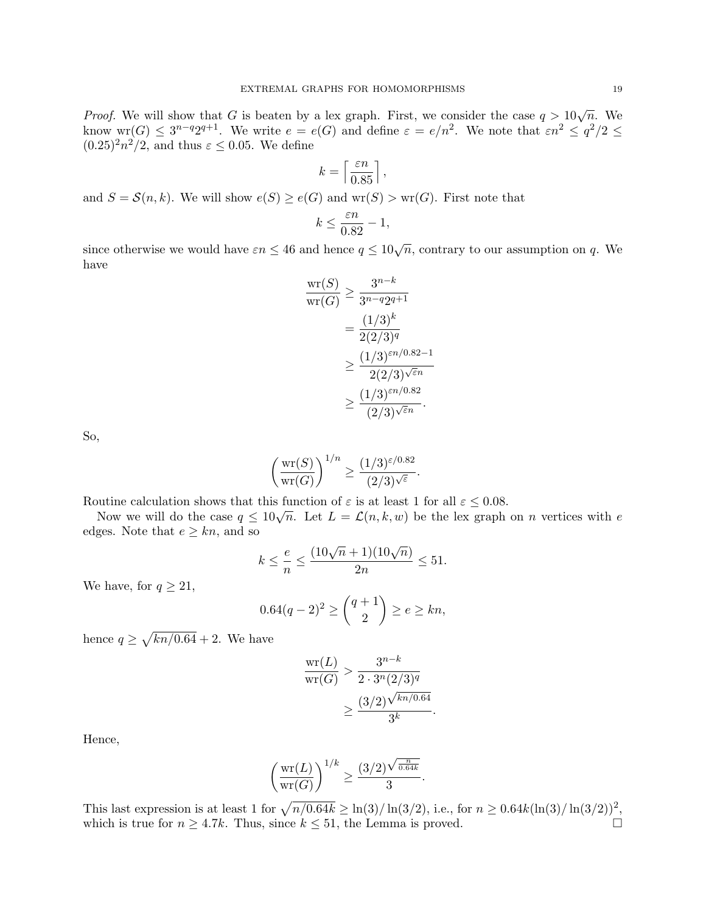*Proof.* We will show that $G$ is beaten by a lex graph. First, we consider the case $q > 10\sqrt{n}$. We know $\mathrm{wr}(G) \leq 3^{n-q}2^{q+1}$. We write $e = e(G)$ and define $\varepsilon = e/n^2$. We note that $\varepsilon n^2 \leq q^2/2 \leq (0.25)^2 n^2/2$, and thus $\varepsilon \leq 0.05$. We define

$$k = \left\lceil \frac{\varepsilon n}{0.85} \right\rceil,$$

and $S = \mathcal{S}(n,k)$. We will show $e(S) \geq e(G)$ and $\mathrm{wr}(S) > \mathrm{wr}(G)$. First note that

$$k \leq \frac{\varepsilon n}{0.82} - 1,$$

since otherwise we would have $\varepsilon n \leq 46$ and hence $q \leq 10\sqrt{n}$, contrary to our assumption on $q$. We have

$$\begin{aligned}
\frac{\mathrm{wr}(S)}{\mathrm{wr}(G)} &\geq \frac{3^{n-k}}{3^{n-q}2^{q+1}} \\
&= \frac{(1/3)^k}{2(2/3)^q} \\
&\geq \frac{(1/3)^{\varepsilon n/0.82-1}}{2(2/3)^{\sqrt{\varepsilon}n}} \\
&\geq \frac{(1/3)^{\varepsilon n/0.82}}{(2/3)^{\sqrt{\varepsilon}n}}.
\end{aligned}$$

So,

$$\left(\frac{\mathrm{wr}(S)}{\mathrm{wr}(G)}\right)^{1/n} \geq \frac{(1/3)^{\varepsilon/0.82}}{(2/3)^{\sqrt{\varepsilon}}}.$$

Routine calculation shows that this function of $\varepsilon$ is at least 1 for all $\varepsilon \leq 0.08$.

Now we will do the case $q \leq 10\sqrt{n}$. Let $L = \mathcal{L}(n,k,w)$ be the lex graph on $n$ vertices with $e$ edges. Note that $e \geq kn$, and so

$$k \leq \frac{e}{n} \leq \frac{(10\sqrt{n}+1)(10\sqrt{n})}{2n} \leq 51.$$

We have, for $q \geq 21$,

$$0.64(q-2)^2 \geq \binom{q+1}{2} \geq e \geq kn,$$

hence $q \geq \sqrt{kn/0.64} + 2$. We have

$$\begin{aligned}
\frac{\mathrm{wr}(L)}{\mathrm{wr}(G)} &> \frac{3^{n-k}}{2 \cdot 3^n (2/3)^q} \\
&\geq \frac{(3/2)^{\sqrt{kn/0.64}}}{3^k}.
\end{aligned}$$

Hence,

$$\left(\frac{\mathrm{wr}(L)}{\mathrm{wr}(G)}\right)^{1/k} \geq \frac{(3/2)^{\sqrt{\frac{n}{0.64k}}}}{3}.$$

This last expression is at least 1 for $\sqrt{n/0.64k} \geq \ln(3)/\ln(3/2)$, i.e., for $n \geq 0.64k(\ln(3)/\ln(3/2))^2$, which is true for $n \geq 4.7k$. Thus, since $k \leq 51$, the Lemma is proved. $\square$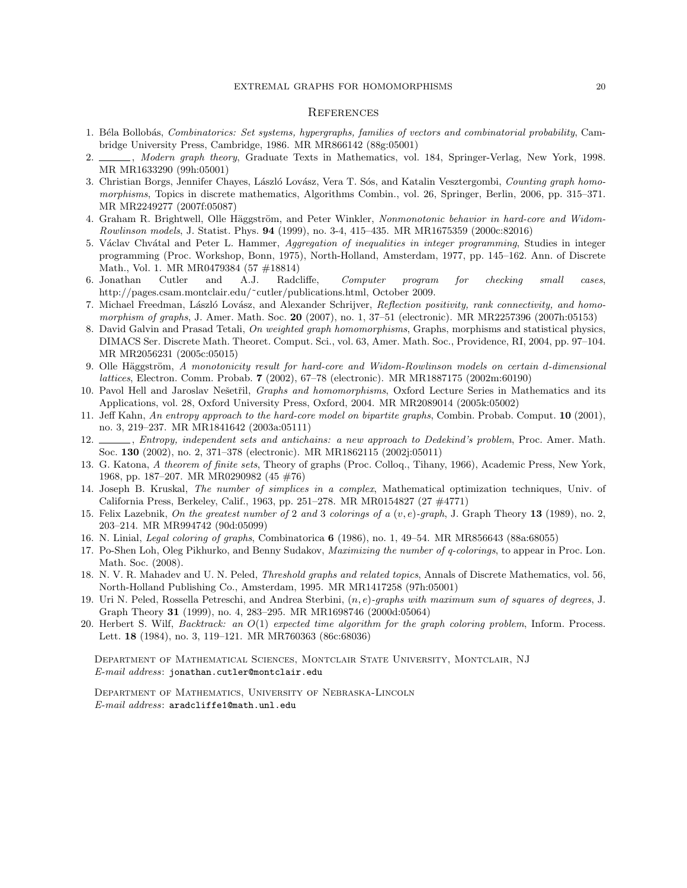## References

1. Béla Bollobás, *Combinatorics: Set systems, hypergraphs, families of vectors and combinatorial probability*, Cambridge University Press, Cambridge, 1986. MR MR866142 (88g:05001)
2. ______, *Modern graph theory*, Graduate Texts in Mathematics, vol. 184, Springer-Verlag, New York, 1998. MR MR1633290 (99h:05001)
3. Christian Borgs, Jennifer Chayes, László Lovász, Vera T. Sós, and Katalin Vesztergombi, *Counting graph homomorphisms*, Topics in discrete mathematics, Algorithms Combin., vol. 26, Springer, Berlin, 2006, pp. 315–371. MR MR2249277 (2007f:05087)
4. Graham R. Brightwell, Olle Häggström, and Peter Winkler, *Nonmonotonic behavior in hard-core and Widom-Rowlinson models*, J. Statist. Phys. **94** (1999), no. 3-4, 415–435. MR MR1675359 (2000c:82016)
5. Václav Chvátal and Peter L. Hammer, *Aggregation of inequalities in integer programming*, Studies in integer programming (Proc. Workshop, Bonn, 1975), North-Holland, Amsterdam, 1977, pp. 145–162. Ann. of Discrete Math., Vol. 1. MR MR0479384 (57 #18814)
6. Jonathan Cutler and A.J. Radcliffe, *Computer program for checking small cases*, http://pages.csam.montclair.edu/~cutler/publications.html, October 2009.
7. Michael Freedman, László Lovász, and Alexander Schrijver, *Reflection positivity, rank connectivity, and homomorphism of graphs*, J. Amer. Math. Soc. **20** (2007), no. 1, 37–51 (electronic). MR MR2257396 (2007h:05153)
8. David Galvin and Prasad Tetali, *On weighted graph homomorphisms*, Graphs, morphisms and statistical physics, DIMACS Ser. Discrete Math. Theoret. Comput. Sci., vol. 63, Amer. Math. Soc., Providence, RI, 2004, pp. 97–104. MR MR2056231 (2005c:05015)
9. Olle Häggström, *A monotonicity result for hard-core and Widom-Rowlinson models on certain d-dimensional lattices*, Electron. Comm. Probab. **7** (2002), 67–78 (electronic). MR MR1887175 (2002m:60190)
10. Pavol Hell and Jaroslav Nešetřil, *Graphs and homomorphisms*, Oxford Lecture Series in Mathematics and its Applications, vol. 28, Oxford University Press, Oxford, 2004. MR MR2089014 (2005k:05002)
11. Jeff Kahn, *An entropy approach to the hard-core model on bipartite graphs*, Combin. Probab. Comput. **10** (2001), no. 3, 219–237. MR MR1841642 (2003a:05111)
12. ______, *Entropy, independent sets and antichains: a new approach to Dedekind's problem*, Proc. Amer. Math. Soc. **130** (2002), no. 2, 371–378 (electronic). MR MR1862115 (2002j:05011)
13. G. Katona, *A theorem of finite sets*, Theory of graphs (Proc. Colloq., Tihany, 1966), Academic Press, New York, 1968, pp. 187–207. MR MR0290982 (45 #76)
14. Joseph B. Kruskal, *The number of simplices in a complex*, Mathematical optimization techniques, Univ. of California Press, Berkeley, Calif., 1963, pp. 251–278. MR MR0154827 (27 #4771)
15. Felix Lazebnik, *On the greatest number of 2 and 3 colorings of a $(v, e)$-graph*, J. Graph Theory **13** (1989), no. 2, 203–214. MR MR994742 (90d:05099)
16. N. Linial, *Legal coloring of graphs*, Combinatorica **6** (1986), no. 1, 49–54. MR MR856643 (88a:68055)
17. Po-Shen Loh, Oleg Pikhurko, and Benny Sudakov, *Maximizing the number of q-colorings*, to appear in Proc. Lon. Math. Soc. (2008).
18. N. V. R. Mahadev and U. N. Peled, *Threshold graphs and related topics*, Annals of Discrete Mathematics, vol. 56, North-Holland Publishing Co., Amsterdam, 1995. MR MR1417258 (97h:05001)
19. Uri N. Peled, Rossella Petreschi, and Andrea Sterbini, *$(n, e)$-graphs with maximum sum of squares of degrees*, J. Graph Theory **31** (1999), no. 4, 283–295. MR MR1698746 (2000d:05064)
20. Herbert S. Wilf, *Backtrack: an $O(1)$ expected time algorithm for the graph coloring problem*, Inform. Process. Lett. **18** (1984), no. 3, 119–121. MR MR760363 (86c:68036)

Department of Mathematical Sciences, Montclair State University, Montclair, NJ
*E-mail address*: jonathan.cutler@montclair.edu

Department of Mathematics, University of Nebraska-Lincoln
*E-mail address*: aradcliffe1@math.unl.edu